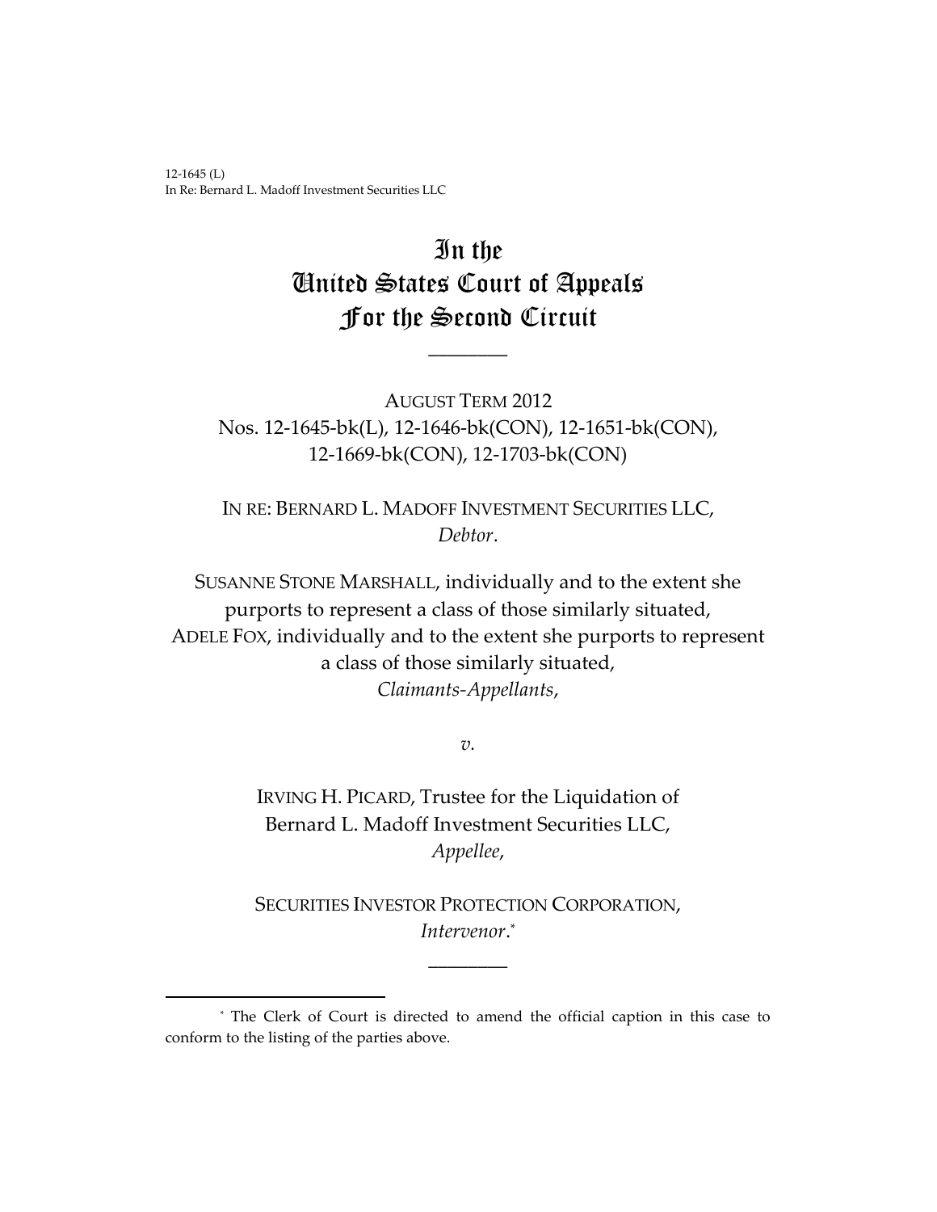12-1645 (L)
In Re: Bernard L. Madoff Investment Securities LLC

# In the United States Court of Appeals For the Second Circuit

________

AUGUST TERM 2012
Nos. 12-1645-bk(L), 12-1646-bk(CON), 12-1651-bk(CON), 12-1669-bk(CON), 12-1703-bk(CON)

IN RE: BERNARD L. MADOFF INVESTMENT SECURITIES LLC,
*Debtor*.

SUSANNE STONE MARSHALL, individually and to the extent she purports to represent a class of those similarly situated, ADELE FOX, individually and to the extent she purports to represent a class of those similarly situated,
*Claimants-Appellants*,

*v.*

IRVING H. PICARD, Trustee for the Liquidation of Bernard L. Madoff Investment Securities LLC,
*Appellee*,

SECURITIES INVESTOR PROTECTION CORPORATION,
*Intervenor*.[*]

________

[*] The Clerk of Court is directed to amend the official caption in this case to conform to the listing of the parties above.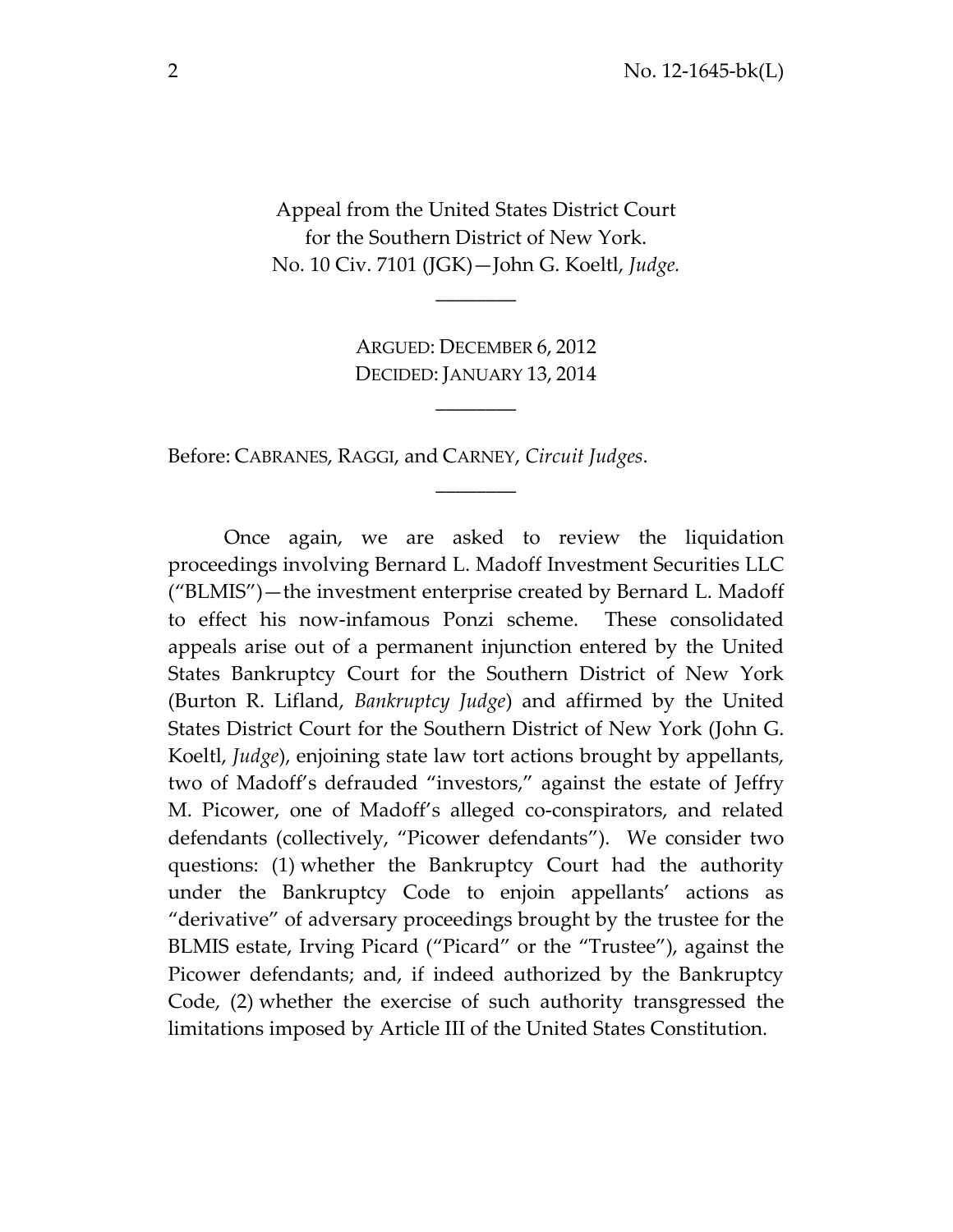Appeal from the United States District Court
for the Southern District of New York.
No. 10 Civ. 7101 (JGK)—John G. Koeltl, *Judge.*

________

ARGUED: DECEMBER 6, 2012
DECIDED: JANUARY 13, 2014

________

Before: CABRANES, RAGGI, and CARNEY, *Circuit Judges*.

________

Once again, we are asked to review the liquidation proceedings involving Bernard L. Madoff Investment Securities LLC ("BLMIS")—the investment enterprise created by Bernard L. Madoff to effect his now-infamous Ponzi scheme. These consolidated appeals arise out of a permanent injunction entered by the United States Bankruptcy Court for the Southern District of New York (Burton R. Lifland, *Bankruptcy Judge*) and affirmed by the United States District Court for the Southern District of New York (John G. Koeltl, *Judge*), enjoining state law tort actions brought by appellants, two of Madoff's defrauded "investors," against the estate of Jeffry M. Picower, one of Madoff's alleged co-conspirators, and related defendants (collectively, "Picower defendants"). We consider two questions: (1) whether the Bankruptcy Court had the authority under the Bankruptcy Code to enjoin appellants' actions as "derivative" of adversary proceedings brought by the trustee for the BLMIS estate, Irving Picard ("Picard" or the "Trustee"), against the Picower defendants; and, if indeed authorized by the Bankruptcy Code, (2) whether the exercise of such authority transgressed the limitations imposed by Article III of the United States Constitution.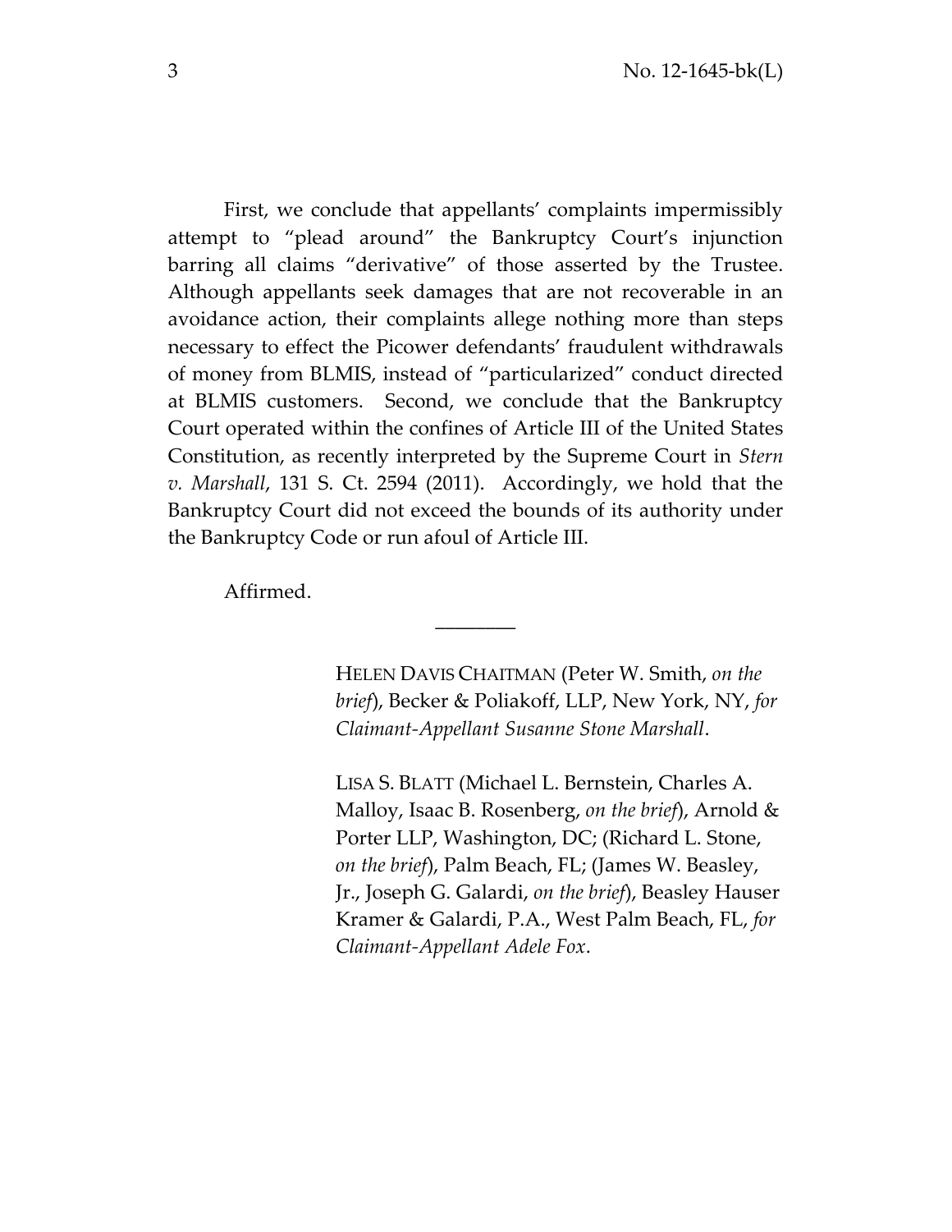First, we conclude that appellants' complaints impermissibly attempt to "plead around" the Bankruptcy Court's injunction barring all claims "derivative" of those asserted by the Trustee. Although appellants seek damages that are not recoverable in an avoidance action, their complaints allege nothing more than steps necessary to effect the Picower defendants' fraudulent withdrawals of money from BLMIS, instead of "particularized" conduct directed at BLMIS customers. Second, we conclude that the Bankruptcy Court operated within the confines of Article III of the United States Constitution, as recently interpreted by the Supreme Court in *Stern v. Marshall*, 131 S. Ct. 2594 (2011). Accordingly, we hold that the Bankruptcy Court did not exceed the bounds of its authority under the Bankruptcy Code or run afoul of Article III.

Affirmed.

________

HELEN DAVIS CHAITMAN (Peter W. Smith, *on the brief*), Becker & Poliakoff, LLP, New York, NY, *for Claimant-Appellant Susanne Stone Marshall*.

LISA S. BLATT (Michael L. Bernstein, Charles A. Malloy, Isaac B. Rosenberg, *on the brief*), Arnold & Porter LLP, Washington, DC; (Richard L. Stone, *on the brief*), Palm Beach, FL; (James W. Beasley, Jr., Joseph G. Galardi, *on the brief*), Beasley Hauser Kramer & Galardi, P.A., West Palm Beach, FL, *for Claimant-Appellant Adele Fox*.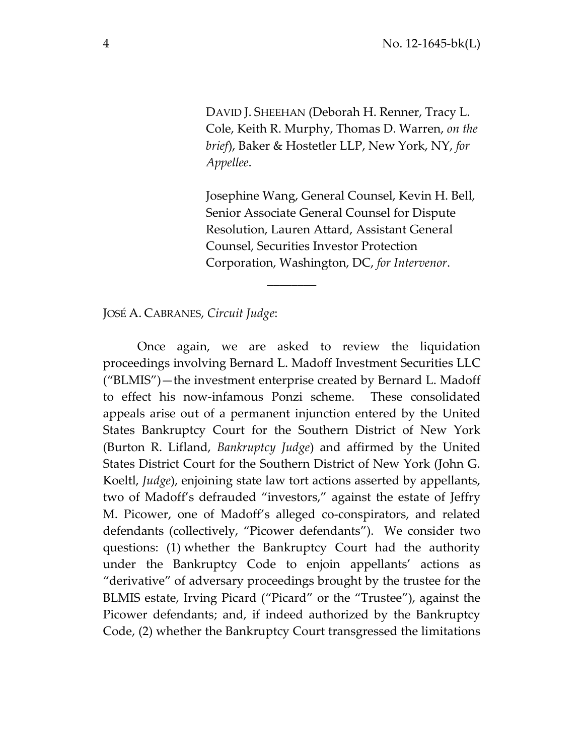DAVID J. SHEEHAN (Deborah H. Renner, Tracy L. Cole, Keith R. Murphy, Thomas D. Warren, *on the brief*), Baker & Hostetler LLP, New York, NY, *for Appellee*.

Josephine Wang, General Counsel, Kevin H. Bell, Senior Associate General Counsel for Dispute Resolution, Lauren Attard, Assistant General Counsel, Securities Investor Protection Corporation, Washington, DC, *for Intervenor*.

________

JOSÉ A. CABRANES, *Circuit Judge*:

Once again, we are asked to review the liquidation proceedings involving Bernard L. Madoff Investment Securities LLC ("BLMIS")—the investment enterprise created by Bernard L. Madoff to effect his now-infamous Ponzi scheme. These consolidated appeals arise out of a permanent injunction entered by the United States Bankruptcy Court for the Southern District of New York (Burton R. Lifland, *Bankruptcy Judge*) and affirmed by the United States District Court for the Southern District of New York (John G. Koeltl, *Judge*), enjoining state law tort actions asserted by appellants, two of Madoff's defrauded "investors," against the estate of Jeffry M. Picower, one of Madoff's alleged co-conspirators, and related defendants (collectively, "Picower defendants"). We consider two questions: (1) whether the Bankruptcy Court had the authority under the Bankruptcy Code to enjoin appellants' actions as "derivative" of adversary proceedings brought by the trustee for the BLMIS estate, Irving Picard ("Picard" or the "Trustee"), against the Picower defendants; and, if indeed authorized by the Bankruptcy Code, (2) whether the Bankruptcy Court transgressed the limitations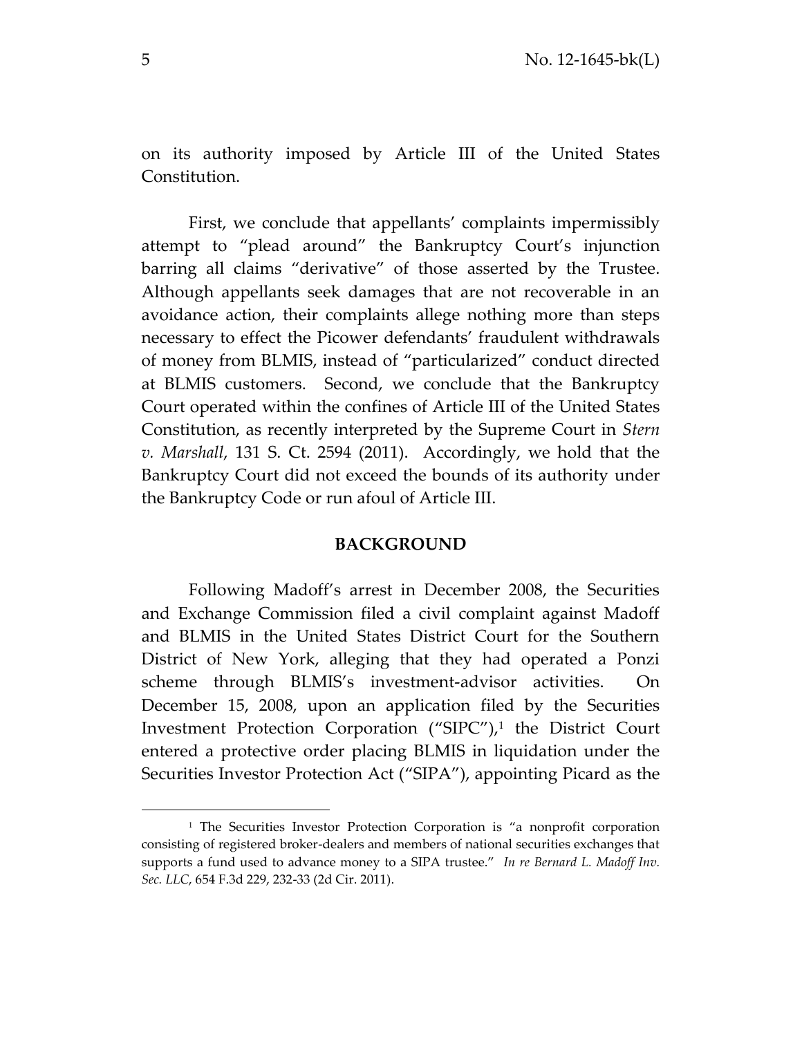on its authority imposed by Article III of the United States Constitution.

First, we conclude that appellants' complaints impermissibly attempt to "plead around" the Bankruptcy Court's injunction barring all claims "derivative" of those asserted by the Trustee. Although appellants seek damages that are not recoverable in an avoidance action, their complaints allege nothing more than steps necessary to effect the Picower defendants' fraudulent withdrawals of money from BLMIS, instead of "particularized" conduct directed at BLMIS customers. Second, we conclude that the Bankruptcy Court operated within the confines of Article III of the United States Constitution, as recently interpreted by the Supreme Court in *Stern v. Marshall*, 131 S. Ct. 2594 (2011). Accordingly, we hold that the Bankruptcy Court did not exceed the bounds of its authority under the Bankruptcy Code or run afoul of Article III.

## BACKGROUND

Following Madoff's arrest in December 2008, the Securities and Exchange Commission filed a civil complaint against Madoff and BLMIS in the United States District Court for the Southern District of New York, alleging that they had operated a Ponzi scheme through BLMIS's investment-advisor activities. On December 15, 2008, upon an application filed by the Securities Investment Protection Corporation ("SIPC"),[1] the District Court entered a protective order placing BLMIS in liquidation under the Securities Investor Protection Act ("SIPA"), appointing Picard as the

---

[1] The Securities Investor Protection Corporation is "a nonprofit corporation consisting of registered broker-dealers and members of national securities exchanges that supports a fund used to advance money to a SIPA trustee." *In re Bernard L. Madoff Inv. Sec. LLC*, 654 F.3d 229, 232-33 (2d Cir. 2011).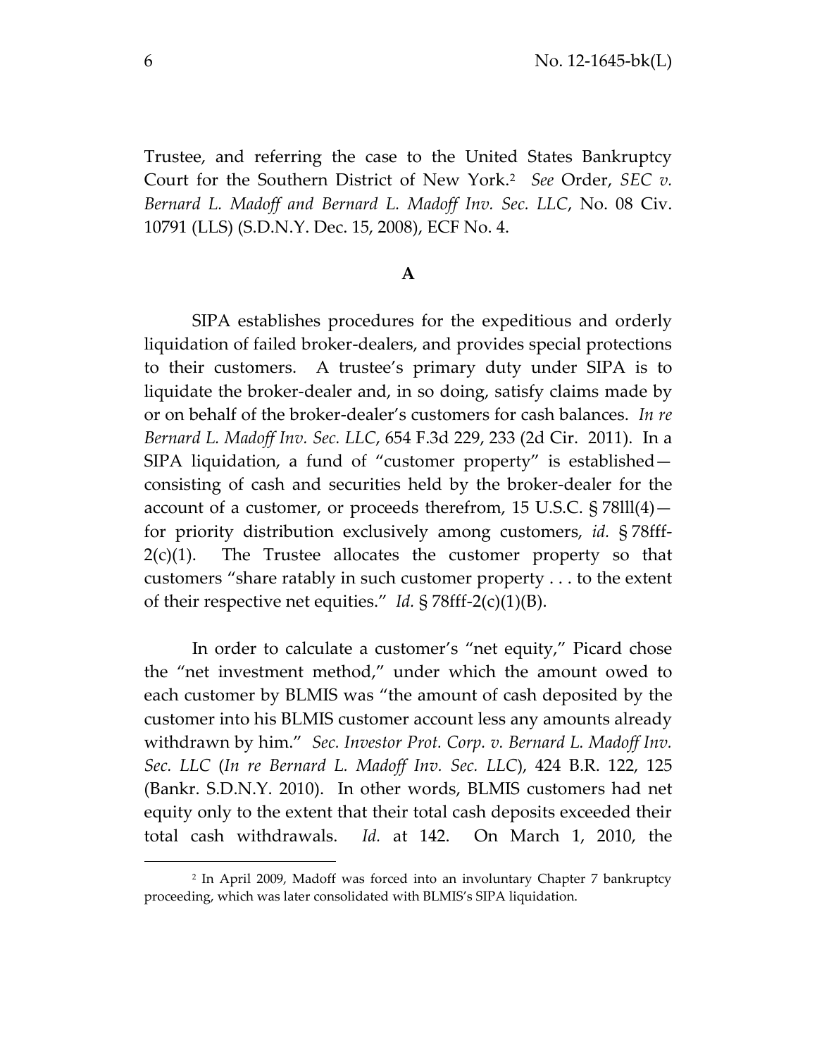Trustee, and referring the case to the United States Bankruptcy Court for the Southern District of New York.[2] *See* Order, *SEC v. Bernard L. Madoff and Bernard L. Madoff Inv. Sec. LLC*, No. 08 Civ. 10791 (LLS) (S.D.N.Y. Dec. 15, 2008), ECF No. 4.

**A**

SIPA establishes procedures for the expeditious and orderly liquidation of failed broker-dealers, and provides special protections to their customers. A trustee's primary duty under SIPA is to liquidate the broker-dealer and, in so doing, satisfy claims made by or on behalf of the broker-dealer's customers for cash balances. *In re Bernard L. Madoff Inv. Sec. LLC*, 654 F.3d 229, 233 (2d Cir. 2011). In a SIPA liquidation, a fund of "customer property" is established—consisting of cash and securities held by the broker-dealer for the account of a customer, or proceeds therefrom, 15 U.S.C. § 78lll(4)—for priority distribution exclusively among customers, *id.* § 78fff-2(c)(1). The Trustee allocates the customer property so that customers "share ratably in such customer property . . . to the extent of their respective net equities." *Id.* § 78fff-2(c)(1)(B).

In order to calculate a customer's "net equity," Picard chose the "net investment method," under which the amount owed to each customer by BLMIS was "the amount of cash deposited by the customer into his BLMIS customer account less any amounts already withdrawn by him." *Sec. Investor Prot. Corp. v. Bernard L. Madoff Inv. Sec. LLC* (*In re Bernard L. Madoff Inv. Sec. LLC*), 424 B.R. 122, 125 (Bankr. S.D.N.Y. 2010). In other words, BLMIS customers had net equity only to the extent that their total cash deposits exceeded their total cash withdrawals. *Id.* at 142. On March 1, 2010, the

[2] In April 2009, Madoff was forced into an involuntary Chapter 7 bankruptcy proceeding, which was later consolidated with BLMIS's SIPA liquidation.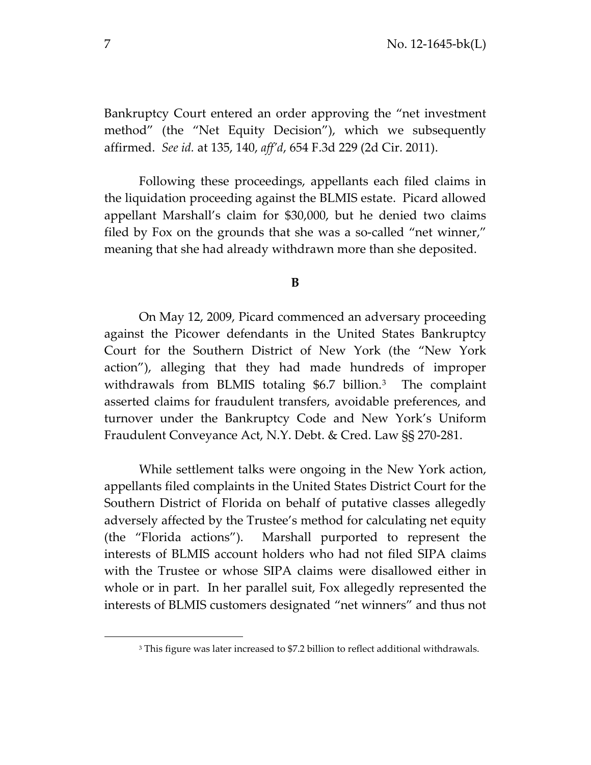Bankruptcy Court entered an order approving the "net investment method" (the "Net Equity Decision"), which we subsequently affirmed. *See id.* at 135, 140, *aff'd*, 654 F.3d 229 (2d Cir. 2011).

Following these proceedings, appellants each filed claims in the liquidation proceeding against the BLMIS estate. Picard allowed appellant Marshall's claim for $30,000, but he denied two claims filed by Fox on the grounds that she was a so-called "net winner," meaning that she had already withdrawn more than she deposited.

**B**

On May 12, 2009, Picard commenced an adversary proceeding against the Picower defendants in the United States Bankruptcy Court for the Southern District of New York (the "New York action"), alleging that they had made hundreds of improper withdrawals from BLMIS totaling $6.7 billion.[3] The complaint asserted claims for fraudulent transfers, avoidable preferences, and turnover under the Bankruptcy Code and New York's Uniform Fraudulent Conveyance Act, N.Y. Debt. & Cred. Law §§ 270-281.

While settlement talks were ongoing in the New York action, appellants filed complaints in the United States District Court for the Southern District of Florida on behalf of putative classes allegedly adversely affected by the Trustee's method for calculating net equity (the "Florida actions"). Marshall purported to represent the interests of BLMIS account holders who had not filed SIPA claims with the Trustee or whose SIPA claims were disallowed either in whole or in part. In her parallel suit, Fox allegedly represented the interests of BLMIS customers designated "net winners" and thus not

[3] This figure was later increased to $7.2 billion to reflect additional withdrawals.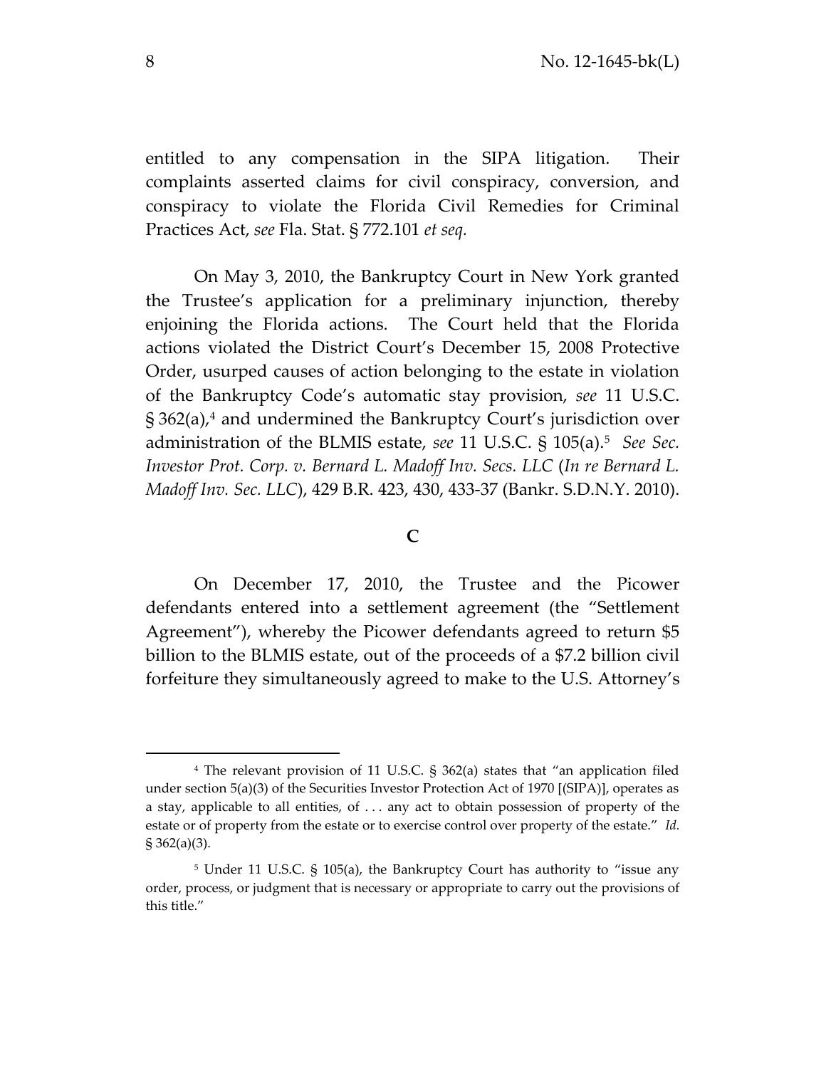entitled to any compensation in the SIPA litigation. Their complaints asserted claims for civil conspiracy, conversion, and conspiracy to violate the Florida Civil Remedies for Criminal Practices Act, *see* Fla. Stat. § 772.101 *et seq.*

On May 3, 2010, the Bankruptcy Court in New York granted the Trustee's application for a preliminary injunction, thereby enjoining the Florida actions. The Court held that the Florida actions violated the District Court's December 15, 2008 Protective Order, usurped causes of action belonging to the estate in violation of the Bankruptcy Code's automatic stay provision, *see* 11 U.S.C. § 362(a),[4] and undermined the Bankruptcy Court's jurisdiction over administration of the BLMIS estate, *see* 11 U.S.C. § 105(a).[5] *See Sec. Investor Prot. Corp. v. Bernard L. Madoff Inv. Secs. LLC* (*In re Bernard L. Madoff Inv. Sec. LLC*), 429 B.R. 423, 430, 433-37 (Bankr. S.D.N.Y. 2010).

## C

On December 17, 2010, the Trustee and the Picower defendants entered into a settlement agreement (the "Settlement Agreement"), whereby the Picower defendants agreed to return $5 billion to the BLMIS estate, out of the proceeds of a $7.2 billion civil forfeiture they simultaneously agreed to make to the U.S. Attorney's

---

[4] The relevant provision of 11 U.S.C. § 362(a) states that "an application filed under section 5(a)(3) of the Securities Investor Protection Act of 1970 [(SIPA)], operates as a stay, applicable to all entities, of . . . any act to obtain possession of property of the estate or of property from the estate or to exercise control over property of the estate." *Id.* § 362(a)(3).

[5] Under 11 U.S.C. § 105(a), the Bankruptcy Court has authority to "issue any order, process, or judgment that is necessary or appropriate to carry out the provisions of this title."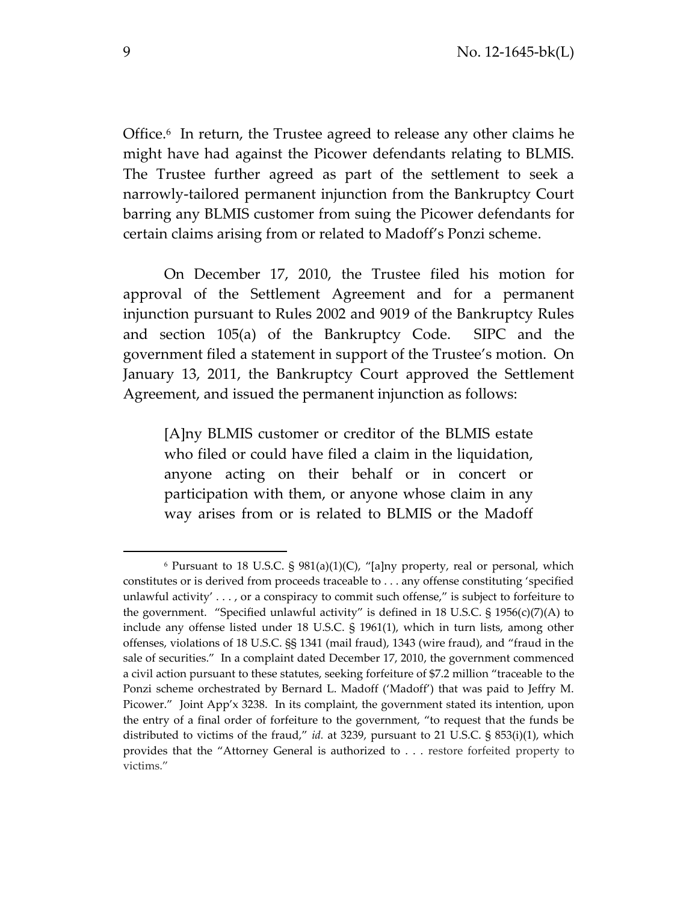Office.[6] In return, the Trustee agreed to release any other claims he might have had against the Picower defendants relating to BLMIS. The Trustee further agreed as part of the settlement to seek a narrowly-tailored permanent injunction from the Bankruptcy Court barring any BLMIS customer from suing the Picower defendants for certain claims arising from or related to Madoff's Ponzi scheme.

On December 17, 2010, the Trustee filed his motion for approval of the Settlement Agreement and for a permanent injunction pursuant to Rules 2002 and 9019 of the Bankruptcy Rules and section 105(a) of the Bankruptcy Code. SIPC and the government filed a statement in support of the Trustee's motion. On January 13, 2011, the Bankruptcy Court approved the Settlement Agreement, and issued the permanent injunction as follows:

> [A]ny BLMIS customer or creditor of the BLMIS estate who filed or could have filed a claim in the liquidation, anyone acting on their behalf or in concert or participation with them, or anyone whose claim in any way arises from or is related to BLMIS or the Madoff

[6] Pursuant to 18 U.S.C. § 981(a)(1)(C), "[a]ny property, real or personal, which constitutes or is derived from proceeds traceable to . . . any offense constituting 'specified unlawful activity' . . . , or a conspiracy to commit such offense," is subject to forfeiture to the government. "Specified unlawful activity" is defined in 18 U.S.C. § 1956(c)(7)(A) to include any offense listed under 18 U.S.C. § 1961(1), which in turn lists, among other offenses, violations of 18 U.S.C. §§ 1341 (mail fraud), 1343 (wire fraud), and "fraud in the sale of securities." In a complaint dated December 17, 2010, the government commenced a civil action pursuant to these statutes, seeking forfeiture of $7.2 million "traceable to the Ponzi scheme orchestrated by Bernard L. Madoff ('Madoff') that was paid to Jeffry M. Picower." Joint App'x 3238. In its complaint, the government stated its intention, upon the entry of a final order of forfeiture to the government, "to request that the funds be distributed to victims of the fraud," *id.* at 3239, pursuant to 21 U.S.C. § 853(i)(1), which provides that the "Attorney General is authorized to . . . restore forfeited property to victims."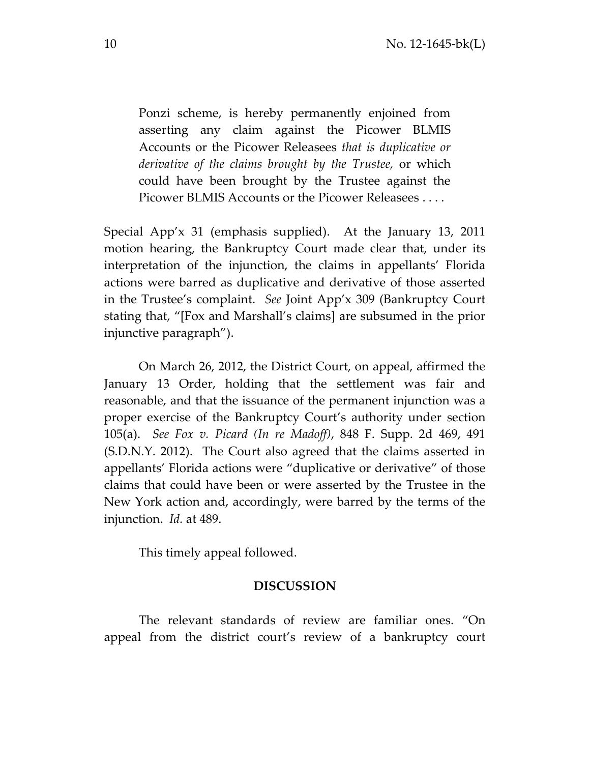> Ponzi scheme, is hereby permanently enjoined from asserting any claim against the Picower BLMIS Accounts or the Picower Releasees *that is duplicative or derivative of the claims brought by the Trustee,* or which could have been brought by the Trustee against the Picower BLMIS Accounts or the Picower Releasees . . . .

Special App'x 31 (emphasis supplied). At the January 13, 2011 motion hearing, the Bankruptcy Court made clear that, under its interpretation of the injunction, the claims in appellants' Florida actions were barred as duplicative and derivative of those asserted in the Trustee's complaint. *See* Joint App'x 309 (Bankruptcy Court stating that, "[Fox and Marshall's claims] are subsumed in the prior injunctive paragraph").

On March 26, 2012, the District Court, on appeal, affirmed the January 13 Order, holding that the settlement was fair and reasonable, and that the issuance of the permanent injunction was a proper exercise of the Bankruptcy Court's authority under section 105(a). *See Fox v. Picard (In re Madoff)*, 848 F. Supp. 2d 469, 491 (S.D.N.Y. 2012). The Court also agreed that the claims asserted in appellants' Florida actions were "duplicative or derivative" of those claims that could have been or were asserted by the Trustee in the New York action and, accordingly, were barred by the terms of the injunction. *Id.* at 489.

This timely appeal followed.

## DISCUSSION

The relevant standards of review are familiar ones. "On appeal from the district court's review of a bankruptcy court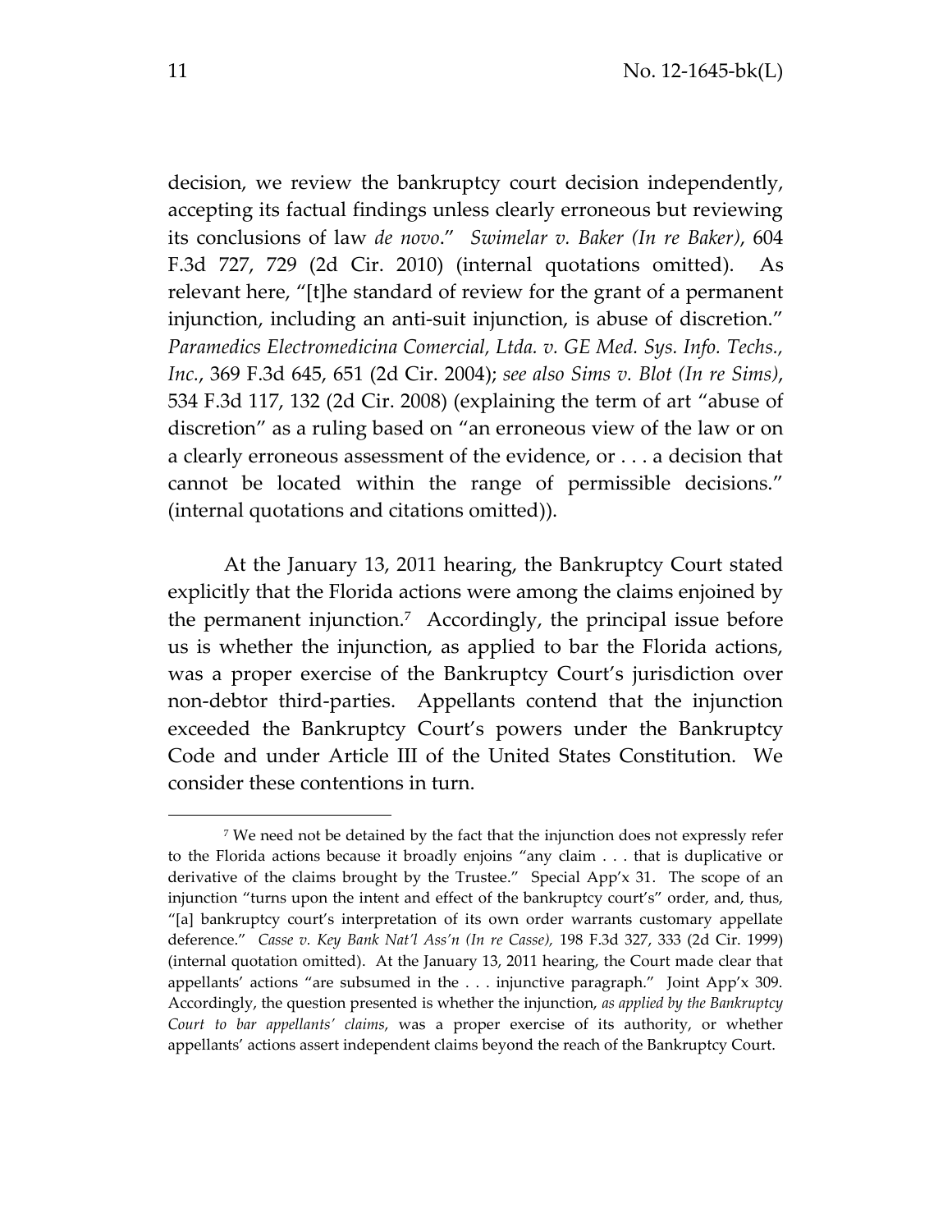decision, we review the bankruptcy court decision independently, accepting its factual findings unless clearly erroneous but reviewing its conclusions of law *de novo*." *Swimelar v. Baker (In re Baker)*, 604 F.3d 727, 729 (2d Cir. 2010) (internal quotations omitted). As relevant here, "[t]he standard of review for the grant of a permanent injunction, including an anti-suit injunction, is abuse of discretion." *Paramedics Electromedicina Comercial, Ltda. v. GE Med. Sys. Info. Techs., Inc.*, 369 F.3d 645, 651 (2d Cir. 2004); *see also Sims v. Blot (In re Sims)*, 534 F.3d 117, 132 (2d Cir. 2008) (explaining the term of art "abuse of discretion" as a ruling based on "an erroneous view of the law or on a clearly erroneous assessment of the evidence, or . . . a decision that cannot be located within the range of permissible decisions." (internal quotations and citations omitted)).

At the January 13, 2011 hearing, the Bankruptcy Court stated explicitly that the Florida actions were among the claims enjoined by the permanent injunction.[7] Accordingly, the principal issue before us is whether the injunction, as applied to bar the Florida actions, was a proper exercise of the Bankruptcy Court's jurisdiction over non-debtor third-parties. Appellants contend that the injunction exceeded the Bankruptcy Court's powers under the Bankruptcy Code and under Article III of the United States Constitution. We consider these contentions in turn.

---

[7] We need not be detained by the fact that the injunction does not expressly refer to the Florida actions because it broadly enjoins "any claim . . . that is duplicative or derivative of the claims brought by the Trustee." Special App'x 31. The scope of an injunction "turns upon the intent and effect of the bankruptcy court's" order, and, thus, "[a] bankruptcy court's interpretation of its own order warrants customary appellate deference." *Casse v. Key Bank Nat'l Ass'n (In re Casse),* 198 F.3d 327, 333 (2d Cir. 1999) (internal quotation omitted). At the January 13, 2011 hearing, the Court made clear that appellants' actions "are subsumed in the . . . injunctive paragraph." Joint App'x 309. Accordingly, the question presented is whether the injunction, *as applied by the Bankruptcy Court to bar appellants' claims*, was a proper exercise of its authority, or whether appellants' actions assert independent claims beyond the reach of the Bankruptcy Court.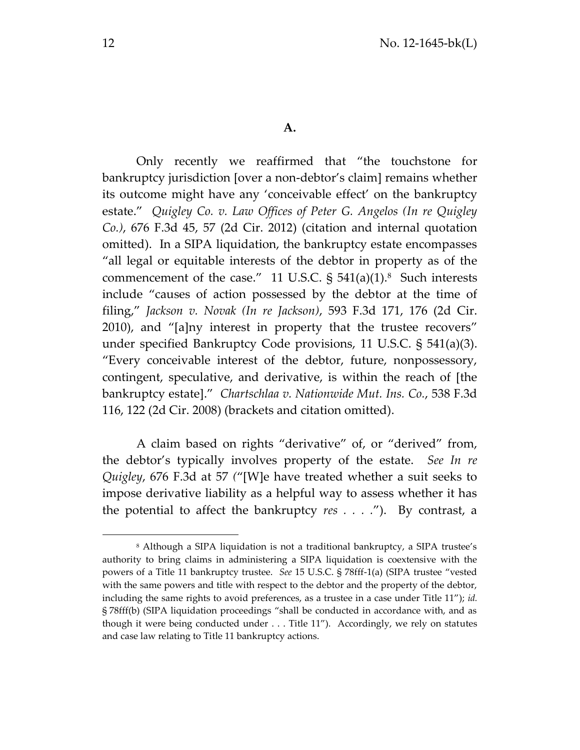**A.**

Only recently we reaffirmed that "the touchstone for bankruptcy jurisdiction [over a non-debtor's claim] remains whether its outcome might have any 'conceivable effect' on the bankruptcy estate." *Quigley Co. v. Law Offices of Peter G. Angelos (In re Quigley Co.)*, 676 F.3d 45, 57 (2d Cir. 2012) (citation and internal quotation omitted). In a SIPA liquidation, the bankruptcy estate encompasses "all legal or equitable interests of the debtor in property as of the commencement of the case." 11 U.S.C. § 541(a)(1).[8] Such interests include "causes of action possessed by the debtor at the time of filing," *Jackson v. Novak (In re Jackson)*, 593 F.3d 171, 176 (2d Cir. 2010), and "[a]ny interest in property that the trustee recovers" under specified Bankruptcy Code provisions, 11 U.S.C. § 541(a)(3). "Every conceivable interest of the debtor, future, nonpossessory, contingent, speculative, and derivative, is within the reach of [the bankruptcy estate]." *Chartschlaa v. Nationwide Mut. Ins. Co.*, 538 F.3d 116, 122 (2d Cir. 2008) (brackets and citation omitted).

A claim based on rights "derivative" of, or "derived" from, the debtor's typically involves property of the estate. *See In re Quigley*, 676 F.3d at 57 ("[W]e have treated whether a suit seeks to impose derivative liability as a helpful way to assess whether it has the potential to affect the bankruptcy *res* . . . ."). By contrast, a

---

[8] Although a SIPA liquidation is not a traditional bankruptcy, a SIPA trustee's authority to bring claims in administering a SIPA liquidation is coextensive with the powers of a Title 11 bankruptcy trustee. *See* 15 U.S.C. § 78fff-1(a) (SIPA trustee "vested with the same powers and title with respect to the debtor and the property of the debtor, including the same rights to avoid preferences, as a trustee in a case under Title 11"); *id.* § 78fff(b) (SIPA liquidation proceedings "shall be conducted in accordance with, and as though it were being conducted under . . . Title 11"). Accordingly, we rely on statutes and case law relating to Title 11 bankruptcy actions.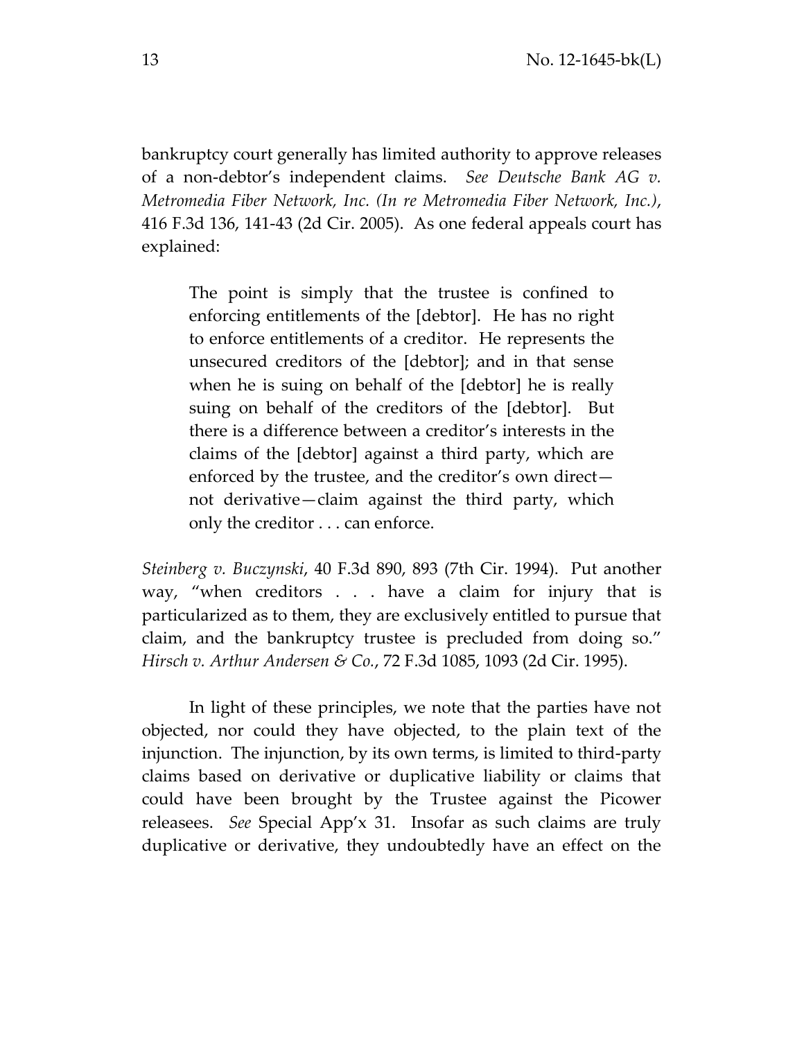bankruptcy court generally has limited authority to approve releases of a non-debtor's independent claims. *See Deutsche Bank AG v. Metromedia Fiber Network, Inc. (In re Metromedia Fiber Network, Inc.)*, 416 F.3d 136, 141-43 (2d Cir. 2005). As one federal appeals court has explained:

> The point is simply that the trustee is confined to enforcing entitlements of the [debtor]. He has no right to enforce entitlements of a creditor. He represents the unsecured creditors of the [debtor]; and in that sense when he is suing on behalf of the [debtor] he is really suing on behalf of the creditors of the [debtor]. But there is a difference between a creditor's interests in the claims of the [debtor] against a third party, which are enforced by the trustee, and the creditor's own direct—not derivative—claim against the third party, which only the creditor . . . can enforce.

*Steinberg v. Buczynski*, 40 F.3d 890, 893 (7th Cir. 1994). Put another way, "when creditors . . . have a claim for injury that is particularized as to them, they are exclusively entitled to pursue that claim, and the bankruptcy trustee is precluded from doing so." *Hirsch v. Arthur Andersen & Co.*, 72 F.3d 1085, 1093 (2d Cir. 1995).

In light of these principles, we note that the parties have not objected, nor could they have objected, to the plain text of the injunction. The injunction, by its own terms, is limited to third-party claims based on derivative or duplicative liability or claims that could have been brought by the Trustee against the Picower releasees. *See* Special App'x 31. Insofar as such claims are truly duplicative or derivative, they undoubtedly have an effect on the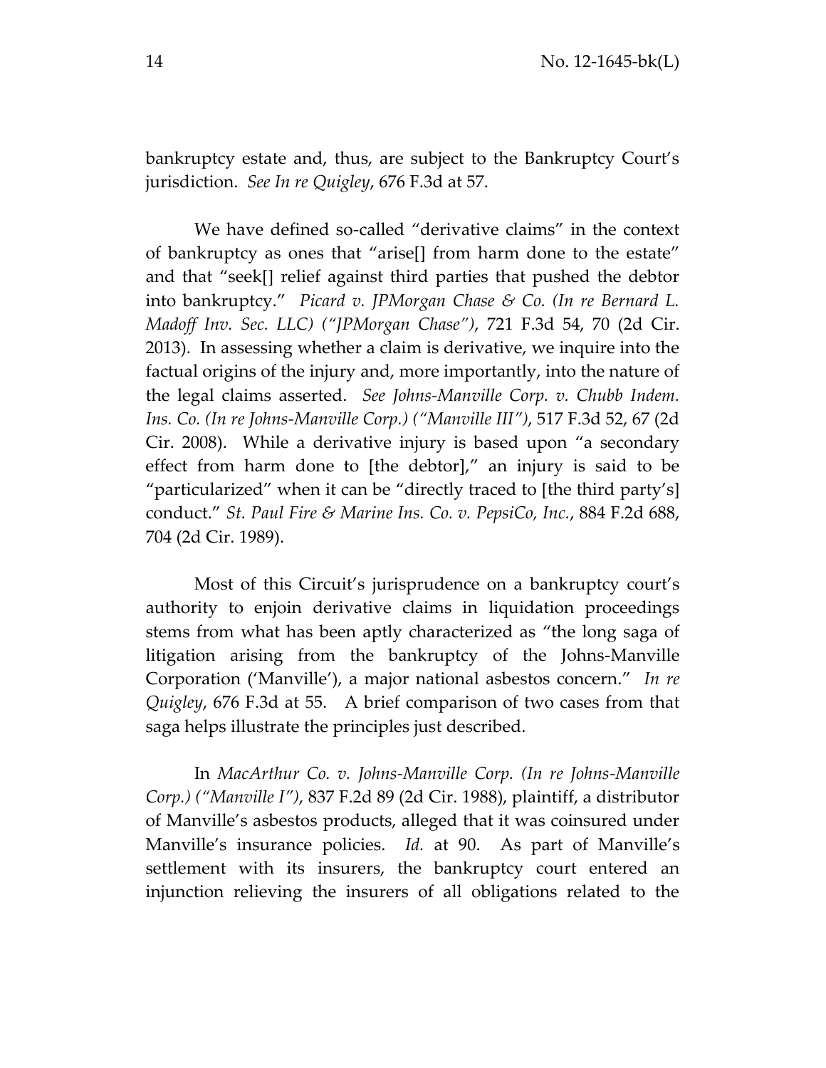bankruptcy estate and, thus, are subject to the Bankruptcy Court's jurisdiction. *See In re Quigley*, 676 F.3d at 57.

We have defined so-called "derivative claims" in the context of bankruptcy as ones that "arise[] from harm done to the estate" and that "seek[] relief against third parties that pushed the debtor into bankruptcy." *Picard v. JPMorgan Chase & Co. (In re Bernard L. Madoff Inv. Sec. LLC) ("JPMorgan Chase")*, 721 F.3d 54, 70 (2d Cir. 2013). In assessing whether a claim is derivative, we inquire into the factual origins of the injury and, more importantly, into the nature of the legal claims asserted. *See Johns-Manville Corp. v. Chubb Indem. Ins. Co. (In re Johns-Manville Corp.) ("Manville III")*, 517 F.3d 52, 67 (2d Cir. 2008). While a derivative injury is based upon "a secondary effect from harm done to [the debtor]," an injury is said to be "particularized" when it can be "directly traced to [the third party's] conduct." *St. Paul Fire & Marine Ins. Co. v. PepsiCo, Inc.*, 884 F.2d 688, 704 (2d Cir. 1989).

Most of this Circuit's jurisprudence on a bankruptcy court's authority to enjoin derivative claims in liquidation proceedings stems from what has been aptly characterized as "the long saga of litigation arising from the bankruptcy of the Johns-Manville Corporation ('Manville'), a major national asbestos concern." *In re Quigley*, 676 F.3d at 55. A brief comparison of two cases from that saga helps illustrate the principles just described.

In *MacArthur Co. v. Johns-Manville Corp. (In re Johns-Manville Corp.) ("Manville I")*, 837 F.2d 89 (2d Cir. 1988), plaintiff, a distributor of Manville's asbestos products, alleged that it was coinsured under Manville's insurance policies. *Id.* at 90. As part of Manville's settlement with its insurers, the bankruptcy court entered an injunction relieving the insurers of all obligations related to the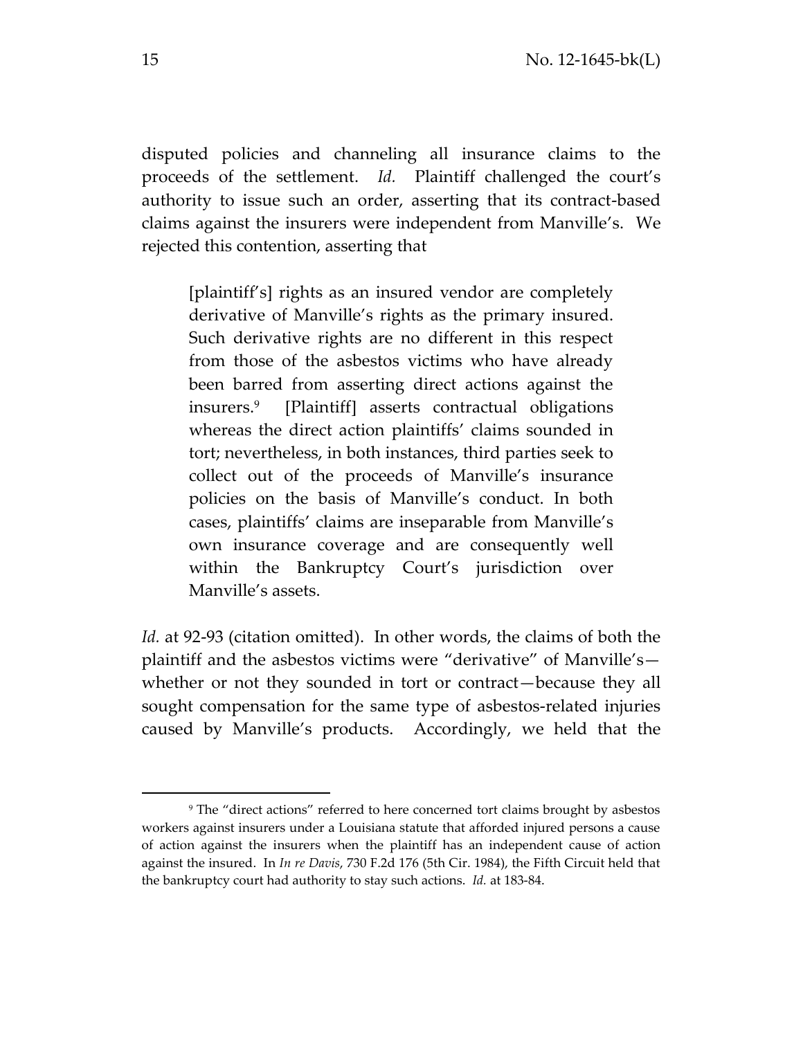disputed policies and channeling all insurance claims to the proceeds of the settlement. *Id.* Plaintiff challenged the court's authority to issue such an order, asserting that its contract-based claims against the insurers were independent from Manville's. We rejected this contention, asserting that

> [plaintiff's] rights as an insured vendor are completely derivative of Manville's rights as the primary insured. Such derivative rights are no different in this respect from those of the asbestos victims who have already been barred from asserting direct actions against the insurers.[9] [Plaintiff] asserts contractual obligations whereas the direct action plaintiffs' claims sounded in tort; nevertheless, in both instances, third parties seek to collect out of the proceeds of Manville's insurance policies on the basis of Manville's conduct. In both cases, plaintiffs' claims are inseparable from Manville's own insurance coverage and are consequently well within the Bankruptcy Court's jurisdiction over Manville's assets.

*Id.* at 92-93 (citation omitted). In other words, the claims of both the plaintiff and the asbestos victims were "derivative" of Manville's—whether or not they sounded in tort or contract—because they all sought compensation for the same type of asbestos-related injuries caused by Manville's products. Accordingly, we held that the

---

[9] The "direct actions" referred to here concerned tort claims brought by asbestos workers against insurers under a Louisiana statute that afforded injured persons a cause of action against the insurers when the plaintiff has an independent cause of action against the insured. In *In re Davis*, 730 F.2d 176 (5th Cir. 1984), the Fifth Circuit held that the bankruptcy court had authority to stay such actions. *Id.* at 183-84.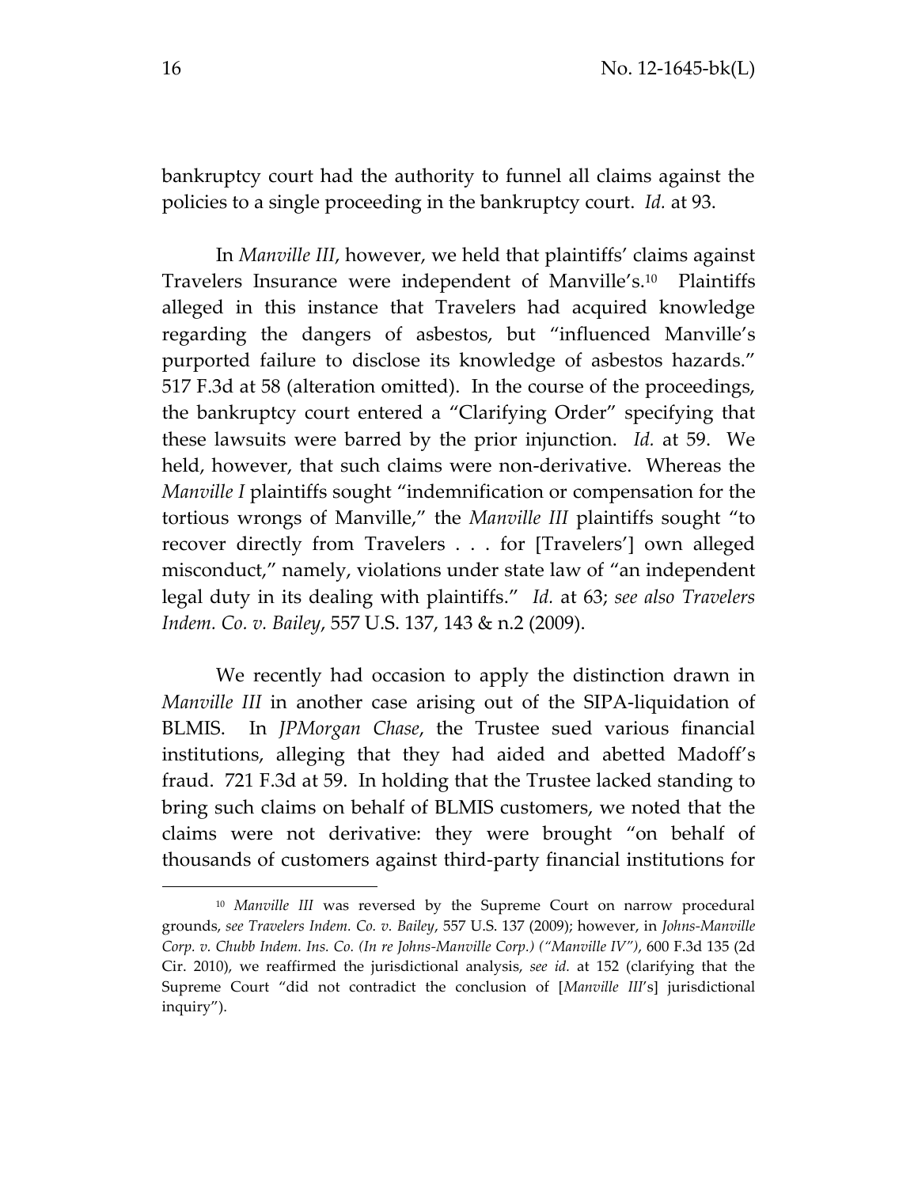bankruptcy court had the authority to funnel all claims against the policies to a single proceeding in the bankruptcy court. *Id.* at 93.

In *Manville III*, however, we held that plaintiffs' claims against Travelers Insurance were independent of Manville's.[10] Plaintiffs alleged in this instance that Travelers had acquired knowledge regarding the dangers of asbestos, but "influenced Manville's purported failure to disclose its knowledge of asbestos hazards." 517 F.3d at 58 (alteration omitted). In the course of the proceedings, the bankruptcy court entered a "Clarifying Order" specifying that these lawsuits were barred by the prior injunction. *Id.* at 59. We held, however, that such claims were non-derivative. Whereas the *Manville I* plaintiffs sought "indemnification or compensation for the tortious wrongs of Manville," the *Manville III* plaintiffs sought "to recover directly from Travelers . . . for [Travelers'] own alleged misconduct," namely, violations under state law of "an independent legal duty in its dealing with plaintiffs." *Id.* at 63; *see also Travelers Indem. Co. v. Bailey*, 557 U.S. 137, 143 & n.2 (2009).

We recently had occasion to apply the distinction drawn in *Manville III* in another case arising out of the SIPA-liquidation of BLMIS. In *JPMorgan Chase*, the Trustee sued various financial institutions, alleging that they had aided and abetted Madoff's fraud. 721 F.3d at 59. In holding that the Trustee lacked standing to bring such claims on behalf of BLMIS customers, we noted that the claims were not derivative: they were brought "on behalf of thousands of customers against third-party financial institutions for

[10] *Manville III* was reversed by the Supreme Court on narrow procedural grounds, *see Travelers Indem. Co. v. Bailey*, 557 U.S. 137 (2009); however, in *Johns-Manville Corp. v. Chubb Indem. Ins. Co. (In re Johns-Manville Corp.) ("Manville IV")*, 600 F.3d 135 (2d Cir. 2010), we reaffirmed the jurisdictional analysis, *see id.* at 152 (clarifying that the Supreme Court "did not contradict the conclusion of [*Manville III*'s] jurisdictional inquiry").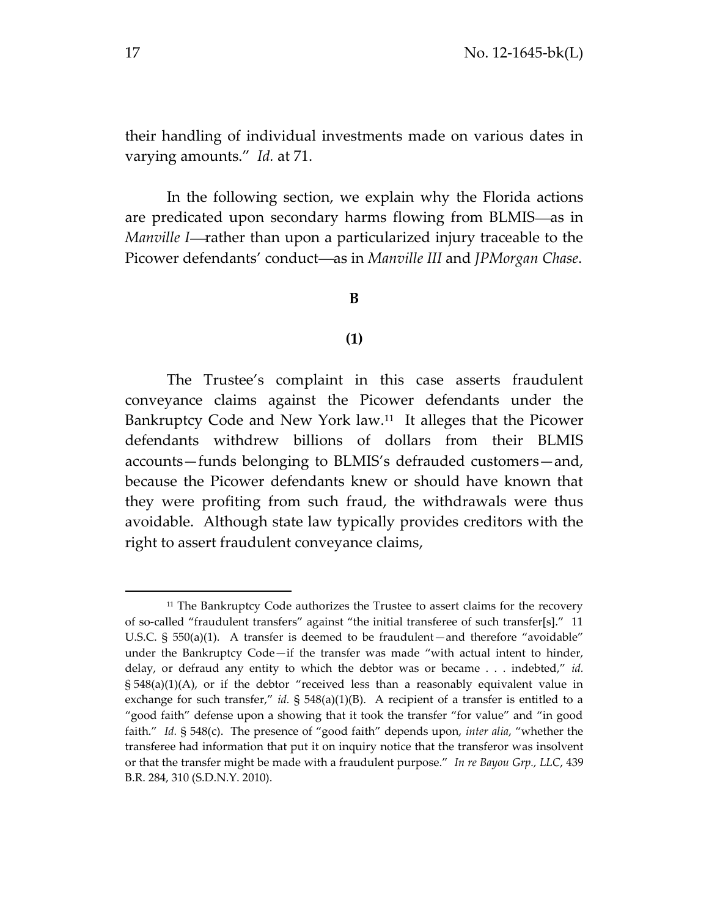their handling of individual investments made on various dates in varying amounts." *Id.* at 71.

In the following section, we explain why the Florida actions are predicated upon secondary harms flowing from BLMIS—as in *Manville I*—rather than upon a particularized injury traceable to the Picower defendants' conduct—as in *Manville III* and *JPMorgan Chase*.

**B**

**(1)**

The Trustee's complaint in this case asserts fraudulent conveyance claims against the Picower defendants under the Bankruptcy Code and New York law.[11] It alleges that the Picower defendants withdrew billions of dollars from their BLMIS accounts—funds belonging to BLMIS's defrauded customers—and, because the Picower defendants knew or should have known that they were profiting from such fraud, the withdrawals were thus avoidable. Although state law typically provides creditors with the right to assert fraudulent conveyance claims,

---

[11] The Bankruptcy Code authorizes the Trustee to assert claims for the recovery of so-called "fraudulent transfers" against "the initial transferee of such transfer[s]." 11 U.S.C. § 550(a)(1). A transfer is deemed to be fraudulent—and therefore "avoidable" under the Bankruptcy Code—if the transfer was made "with actual intent to hinder, delay, or defraud any entity to which the debtor was or became . . . indebted," *id.* § 548(a)(1)(A), or if the debtor "received less than a reasonably equivalent value in exchange for such transfer," *id.* § 548(a)(1)(B). A recipient of a transfer is entitled to a "good faith" defense upon a showing that it took the transfer "for value" and "in good faith." *Id.* § 548(c). The presence of "good faith" depends upon, *inter alia*, "whether the transferee had information that put it on inquiry notice that the transferor was insolvent or that the transfer might be made with a fraudulent purpose." *In re Bayou Grp., LLC*, 439 B.R. 284, 310 (S.D.N.Y. 2010).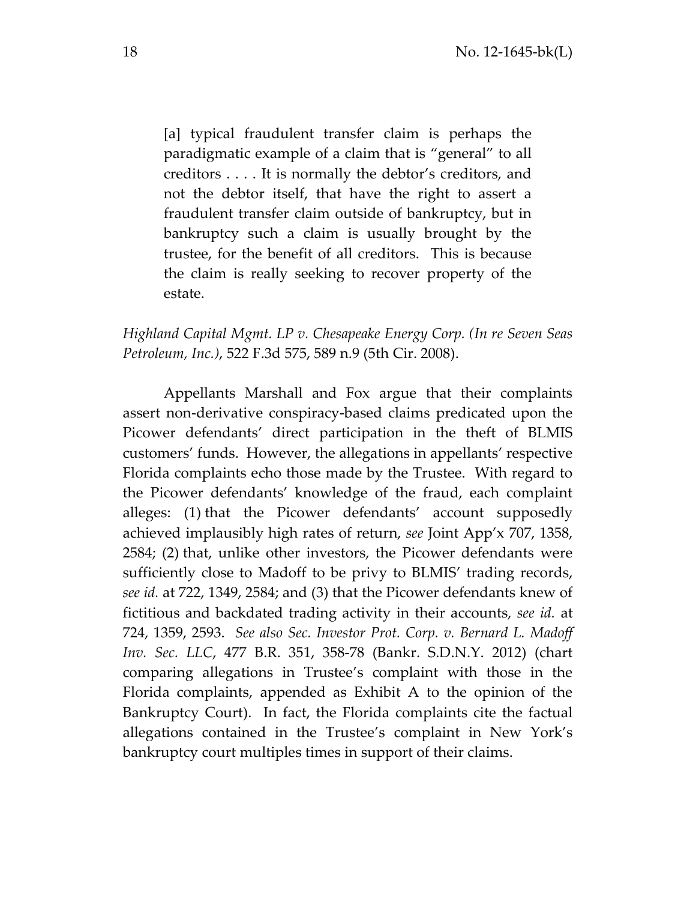> [a] typical fraudulent transfer claim is perhaps the paradigmatic example of a claim that is "general" to all creditors . . . . It is normally the debtor's creditors, and not the debtor itself, that have the right to assert a fraudulent transfer claim outside of bankruptcy, but in bankruptcy such a claim is usually brought by the trustee, for the benefit of all creditors. This is because the claim is really seeking to recover property of the estate.

*Highland Capital Mgmt. LP v. Chesapeake Energy Corp. (In re Seven Seas Petroleum, Inc.)*, 522 F.3d 575, 589 n.9 (5th Cir. 2008).

Appellants Marshall and Fox argue that their complaints assert non-derivative conspiracy-based claims predicated upon the Picower defendants' direct participation in the theft of BLMIS customers' funds. However, the allegations in appellants' respective Florida complaints echo those made by the Trustee. With regard to the Picower defendants' knowledge of the fraud, each complaint alleges: (1) that the Picower defendants' account supposedly achieved implausibly high rates of return, *see* Joint App'x 707, 1358, 2584; (2) that, unlike other investors, the Picower defendants were sufficiently close to Madoff to be privy to BLMIS' trading records, *see id.* at 722, 1349, 2584; and (3) that the Picower defendants knew of fictitious and backdated trading activity in their accounts, *see id.* at 724, 1359, 2593. *See also Sec. Investor Prot. Corp. v. Bernard L. Madoff Inv. Sec. LLC*, 477 B.R. 351, 358-78 (Bankr. S.D.N.Y. 2012) (chart comparing allegations in Trustee's complaint with those in the Florida complaints, appended as Exhibit A to the opinion of the Bankruptcy Court). In fact, the Florida complaints cite the factual allegations contained in the Trustee's complaint in New York's bankruptcy court multiples times in support of their claims.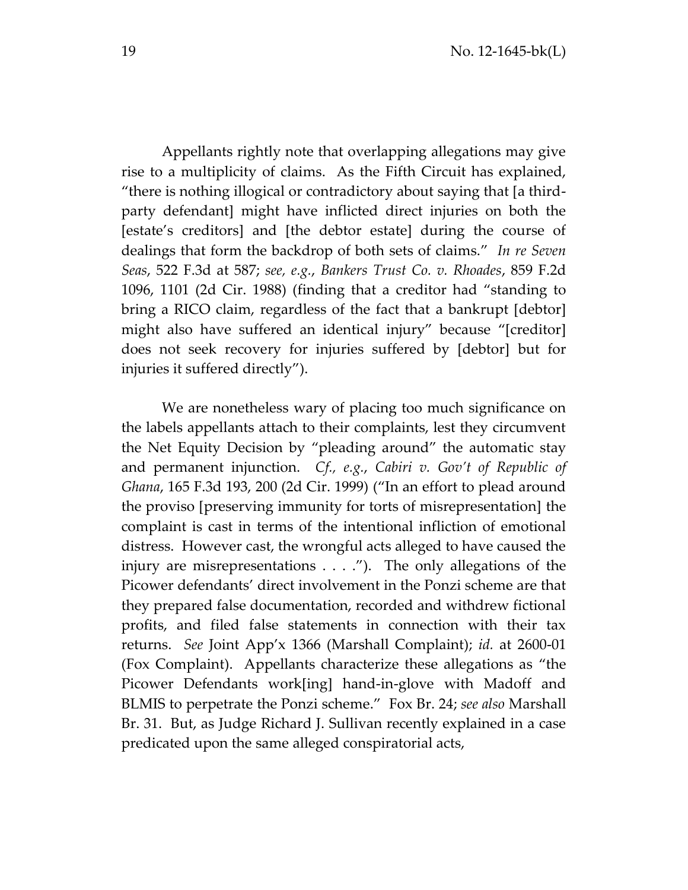Appellants rightly note that overlapping allegations may give rise to a multiplicity of claims. As the Fifth Circuit has explained, "there is nothing illogical or contradictory about saying that [a third-party defendant] might have inflicted direct injuries on both the [estate's creditors] and [the debtor estate] during the course of dealings that form the backdrop of both sets of claims." *In re Seven Seas*, 522 F.3d at 587; *see, e.g.*, *Bankers Trust Co. v. Rhoades*, 859 F.2d 1096, 1101 (2d Cir. 1988) (finding that a creditor had "standing to bring a RICO claim, regardless of the fact that a bankrupt [debtor] might also have suffered an identical injury" because "[creditor] does not seek recovery for injuries suffered by [debtor] but for injuries it suffered directly").

We are nonetheless wary of placing too much significance on the labels appellants attach to their complaints, lest they circumvent the Net Equity Decision by "pleading around" the automatic stay and permanent injunction. *Cf., e.g.*, *Cabiri v. Gov't of Republic of Ghana*, 165 F.3d 193, 200 (2d Cir. 1999) ("In an effort to plead around the proviso [preserving immunity for torts of misrepresentation] the complaint is cast in terms of the intentional infliction of emotional distress. However cast, the wrongful acts alleged to have caused the injury are misrepresentations . . . ."). The only allegations of the Picower defendants' direct involvement in the Ponzi scheme are that they prepared false documentation, recorded and withdrew fictional profits, and filed false statements in connection with their tax returns. *See* Joint App'x 1366 (Marshall Complaint); *id.* at 2600-01 (Fox Complaint). Appellants characterize these allegations as "the Picower Defendants work[ing] hand-in-glove with Madoff and BLMIS to perpetrate the Ponzi scheme." Fox Br. 24; *see also* Marshall Br. 31. But, as Judge Richard J. Sullivan recently explained in a case predicated upon the same alleged conspiratorial acts,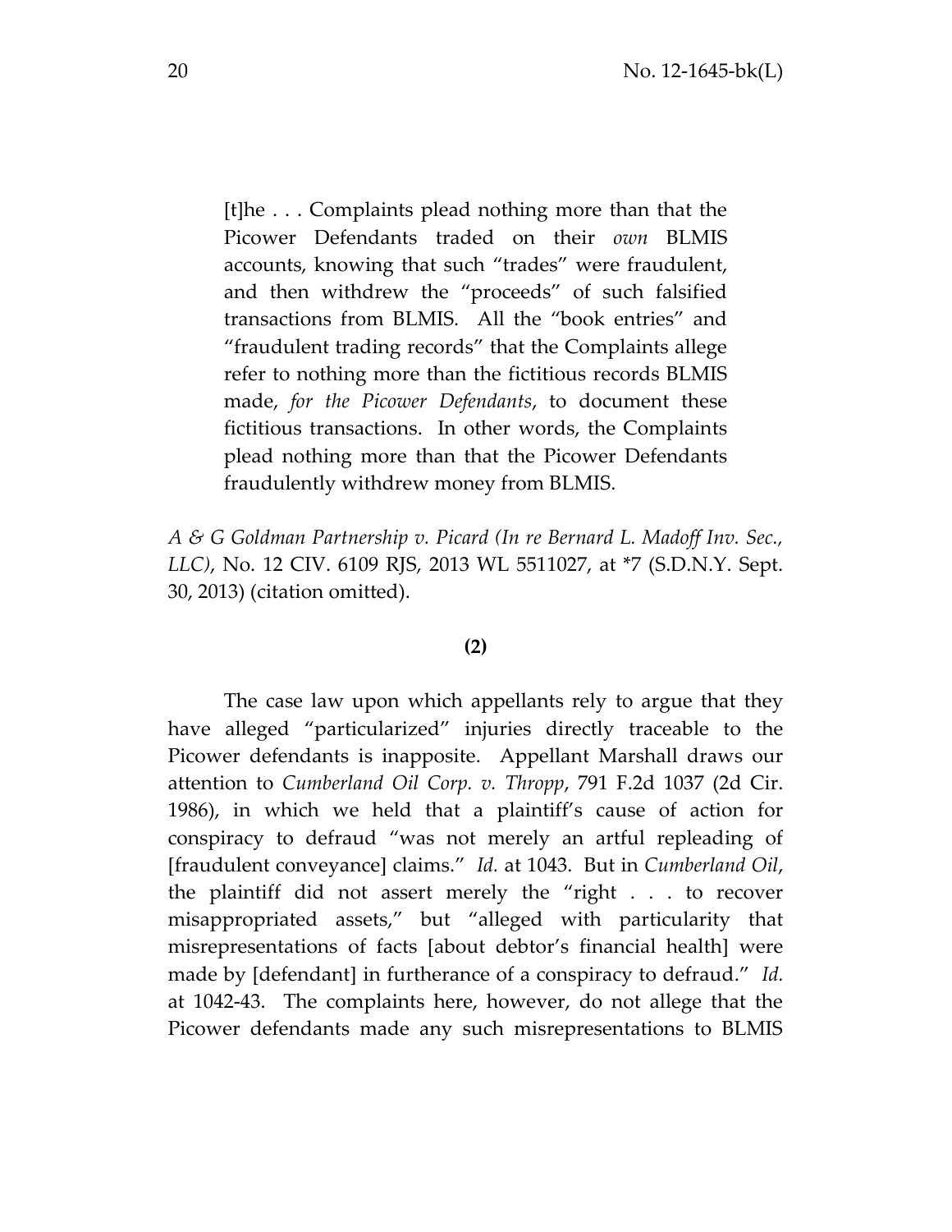> [t]he . . . Complaints plead nothing more than that the Picower Defendants traded on their *own* BLMIS accounts, knowing that such "trades" were fraudulent, and then withdrew the "proceeds" of such falsified transactions from BLMIS. All the "book entries" and "fraudulent trading records" that the Complaints allege refer to nothing more than the fictitious records BLMIS made, *for the Picower Defendants*, to document these fictitious transactions. In other words, the Complaints plead nothing more than that the Picower Defendants fraudulently withdrew money from BLMIS.

*A & G Goldman Partnership v. Picard (In re Bernard L. Madoff Inv. Sec., LLC)*, No. 12 CIV. 6109 RJS, 2013 WL 5511027, at *7 (S.D.N.Y. Sept. 30, 2013) (citation omitted).

**(2)**

The case law upon which appellants rely to argue that they have alleged "particularized" injuries directly traceable to the Picower defendants is inapposite. Appellant Marshall draws our attention to *Cumberland Oil Corp. v. Thropp*, 791 F.2d 1037 (2d Cir. 1986), in which we held that a plaintiff's cause of action for conspiracy to defraud "was not merely an artful repleading of [fraudulent conveyance] claims." *Id.* at 1043. But in *Cumberland Oil*, the plaintiff did not assert merely the "right . . . to recover misappropriated assets," but "alleged with particularity that misrepresentations of facts [about debtor's financial health] were made by [defendant] in furtherance of a conspiracy to defraud." *Id.* at 1042-43. The complaints here, however, do not allege that the Picower defendants made any such misrepresentations to BLMIS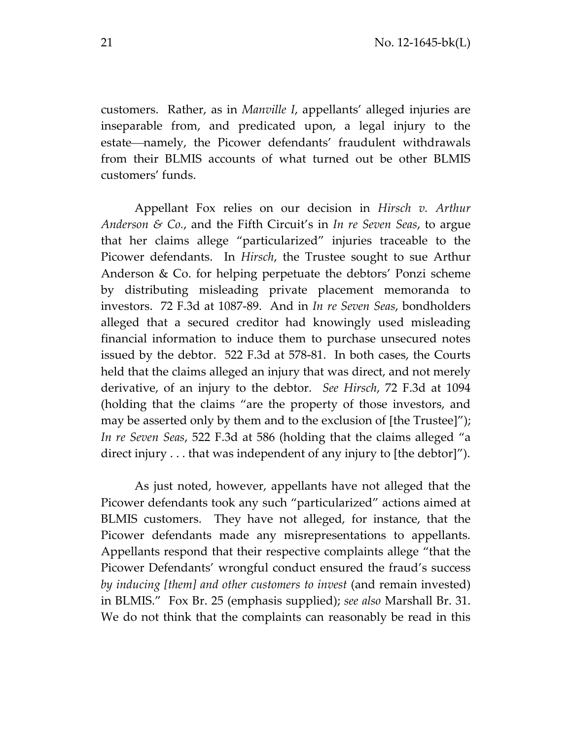customers. Rather, as in *Manville I*, appellants' alleged injuries are inseparable from, and predicated upon, a legal injury to the estate—namely, the Picower defendants' fraudulent withdrawals from their BLMIS accounts of what turned out be other BLMIS customers' funds.

Appellant Fox relies on our decision in *Hirsch v. Arthur Anderson & Co.*, and the Fifth Circuit's in *In re Seven Seas*, to argue that her claims allege "particularized" injuries traceable to the Picower defendants. In *Hirsch*, the Trustee sought to sue Arthur Anderson & Co. for helping perpetuate the debtors' Ponzi scheme by distributing misleading private placement memoranda to investors. 72 F.3d at 1087-89. And in *In re Seven Seas*, bondholders alleged that a secured creditor had knowingly used misleading financial information to induce them to purchase unsecured notes issued by the debtor. 522 F.3d at 578-81. In both cases, the Courts held that the claims alleged an injury that was direct, and not merely derivative, of an injury to the debtor. *See Hirsch*, 72 F.3d at 1094 (holding that the claims "are the property of those investors, and may be asserted only by them and to the exclusion of [the Trustee]"); *In re Seven Seas*, 522 F.3d at 586 (holding that the claims alleged "a direct injury . . . that was independent of any injury to [the debtor]").

As just noted, however, appellants have not alleged that the Picower defendants took any such "particularized" actions aimed at BLMIS customers. They have not alleged, for instance, that the Picower defendants made any misrepresentations to appellants. Appellants respond that their respective complaints allege "that the Picower Defendants' wrongful conduct ensured the fraud's success *by inducing [them] and other customers to invest* (and remain invested) in BLMIS." Fox Br. 25 (emphasis supplied); *see also* Marshall Br. 31. We do not think that the complaints can reasonably be read in this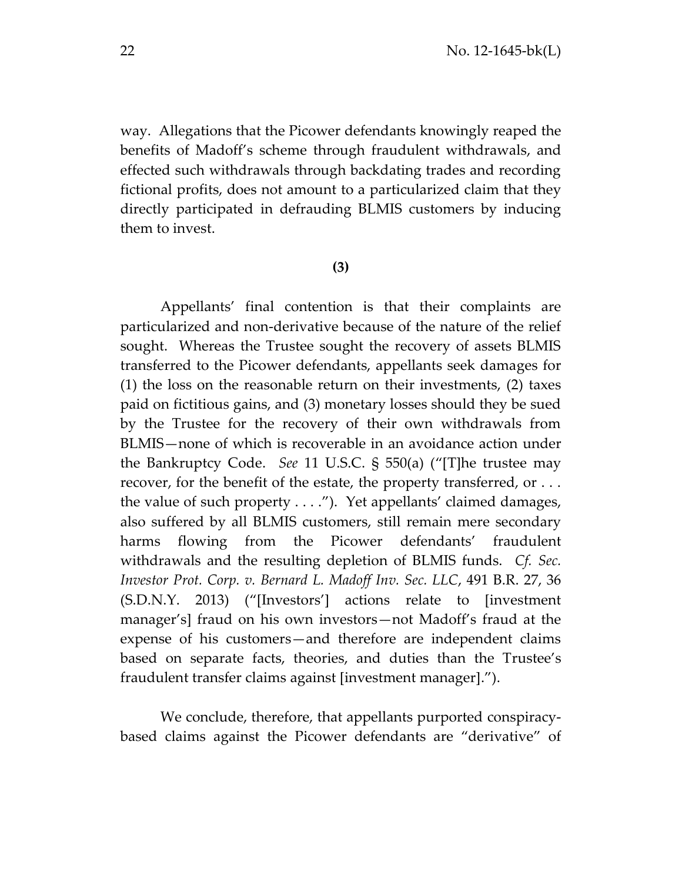way. Allegations that the Picower defendants knowingly reaped the benefits of Madoff's scheme through fraudulent withdrawals, and effected such withdrawals through backdating trades and recording fictional profits, does not amount to a particularized claim that they directly participated in defrauding BLMIS customers by inducing them to invest.

**(3)**

Appellants' final contention is that their complaints are particularized and non-derivative because of the nature of the relief sought. Whereas the Trustee sought the recovery of assets BLMIS transferred to the Picower defendants, appellants seek damages for (1) the loss on the reasonable return on their investments, (2) taxes paid on fictitious gains, and (3) monetary losses should they be sued by the Trustee for the recovery of their own withdrawals from BLMIS—none of which is recoverable in an avoidance action under the Bankruptcy Code. *See* 11 U.S.C. § 550(a) ("[T]he trustee may recover, for the benefit of the estate, the property transferred, or . . . the value of such property . . . ."). Yet appellants' claimed damages, also suffered by all BLMIS customers, still remain mere secondary harms flowing from the Picower defendants' fraudulent withdrawals and the resulting depletion of BLMIS funds. *Cf. Sec. Investor Prot. Corp. v. Bernard L. Madoff Inv. Sec. LLC*, 491 B.R. 27, 36 (S.D.N.Y. 2013) ("[Investors'] actions relate to [investment manager's] fraud on his own investors—not Madoff's fraud at the expense of his customers—and therefore are independent claims based on separate facts, theories, and duties than the Trustee's fraudulent transfer claims against [investment manager].").

We conclude, therefore, that appellants purported conspiracy-based claims against the Picower defendants are "derivative" of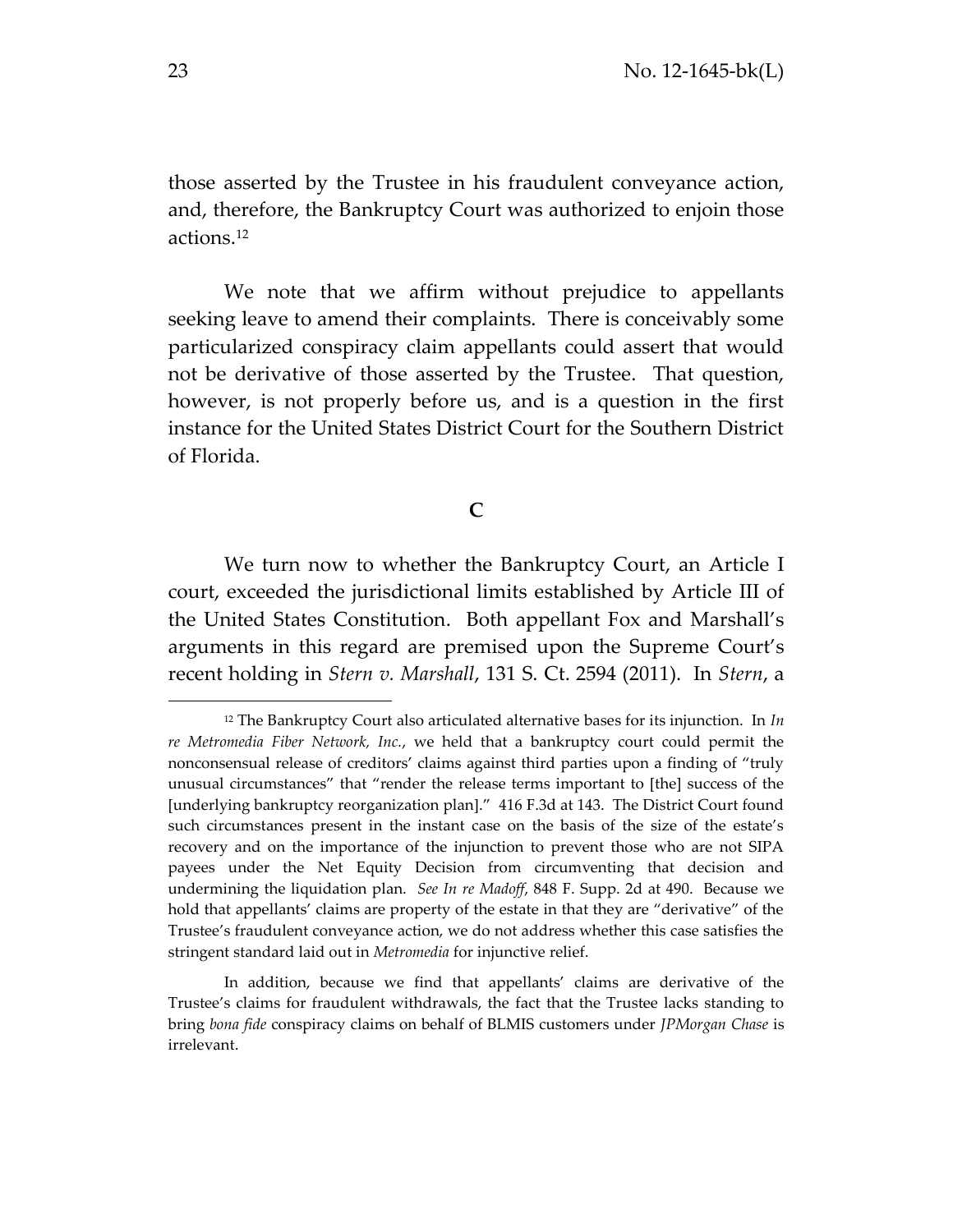those asserted by the Trustee in his fraudulent conveyance action, and, therefore, the Bankruptcy Court was authorized to enjoin those actions.[12]

We note that we affirm without prejudice to appellants seeking leave to amend their complaints. There is conceivably some particularized conspiracy claim appellants could assert that would not be derivative of those asserted by the Trustee. That question, however, is not properly before us, and is a question in the first instance for the United States District Court for the Southern District of Florida.

### C

We turn now to whether the Bankruptcy Court, an Article I court, exceeded the jurisdictional limits established by Article III of the United States Constitution. Both appellant Fox and Marshall's arguments in this regard are premised upon the Supreme Court's recent holding in *Stern v. Marshall*, 131 S. Ct. 2594 (2011). In *Stern*, a

---

[12] The Bankruptcy Court also articulated alternative bases for its injunction. In *In re Metromedia Fiber Network, Inc.*, we held that a bankruptcy court could permit the nonconsensual release of creditors' claims against third parties upon a finding of "truly unusual circumstances" that "render the release terms important to [the] success of the [underlying bankruptcy reorganization plan]." 416 F.3d at 143. The District Court found such circumstances present in the instant case on the basis of the size of the estate's recovery and on the importance of the injunction to prevent those who are not SIPA payees under the Net Equity Decision from circumventing that decision and undermining the liquidation plan. *See In re Madoff*, 848 F. Supp. 2d at 490. Because we hold that appellants' claims are property of the estate in that they are "derivative" of the Trustee's fraudulent conveyance action, we do not address whether this case satisfies the stringent standard laid out in *Metromedia* for injunctive relief.

In addition, because we find that appellants' claims are derivative of the Trustee's claims for fraudulent withdrawals, the fact that the Trustee lacks standing to bring *bona fide* conspiracy claims on behalf of BLMIS customers under *JPMorgan Chase* is irrelevant.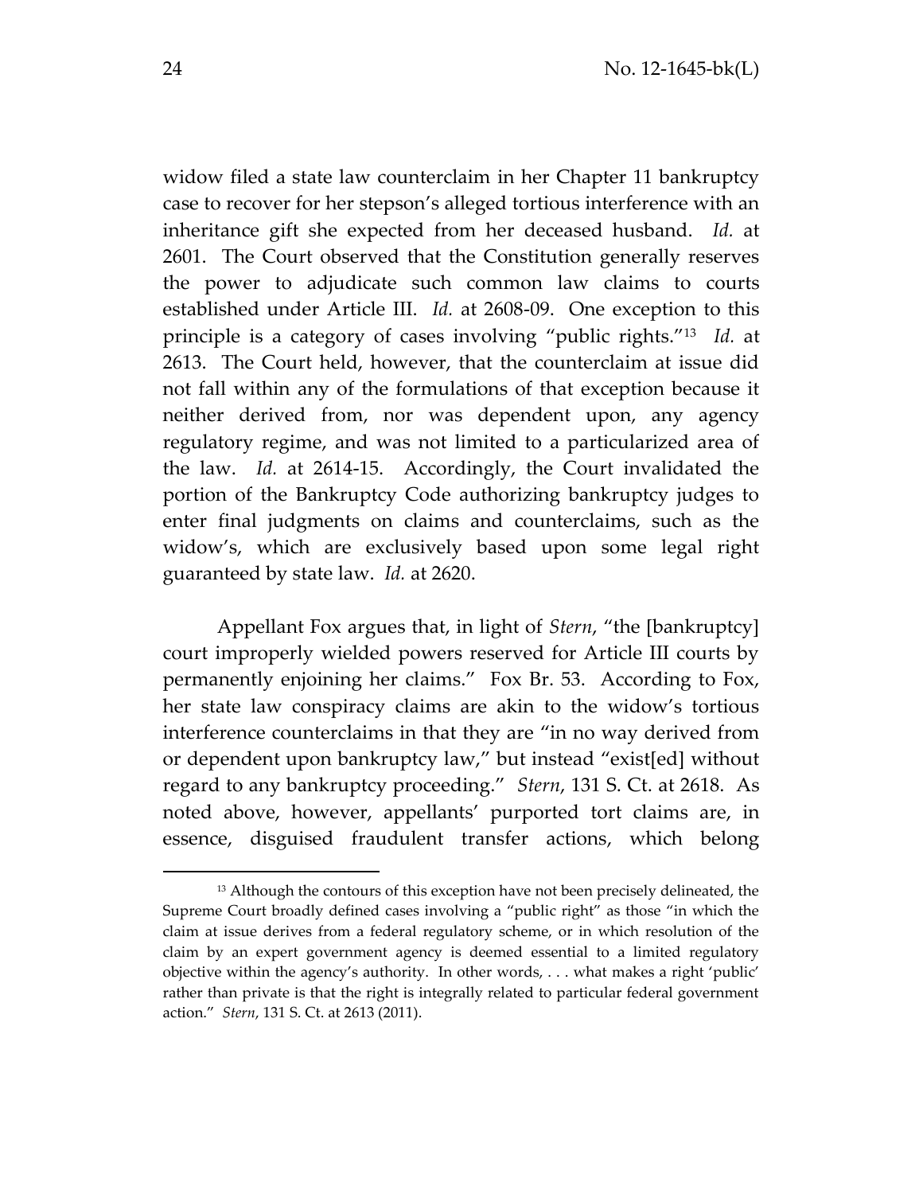widow filed a state law counterclaim in her Chapter 11 bankruptcy case to recover for her stepson's alleged tortious interference with an inheritance gift she expected from her deceased husband. *Id.* at 2601. The Court observed that the Constitution generally reserves the power to adjudicate such common law claims to courts established under Article III. *Id.* at 2608-09. One exception to this principle is a category of cases involving "public rights."[13] *Id.* at 2613. The Court held, however, that the counterclaim at issue did not fall within any of the formulations of that exception because it neither derived from, nor was dependent upon, any agency regulatory regime, and was not limited to a particularized area of the law. *Id.* at 2614-15. Accordingly, the Court invalidated the portion of the Bankruptcy Code authorizing bankruptcy judges to enter final judgments on claims and counterclaims, such as the widow's, which are exclusively based upon some legal right guaranteed by state law. *Id.* at 2620.

Appellant Fox argues that, in light of *Stern*, "the [bankruptcy] court improperly wielded powers reserved for Article III courts by permanently enjoining her claims." Fox Br. 53. According to Fox, her state law conspiracy claims are akin to the widow's tortious interference counterclaims in that they are "in no way derived from or dependent upon bankruptcy law," but instead "exist[ed] without regard to any bankruptcy proceeding." *Stern*, 131 S. Ct. at 2618. As noted above, however, appellants' purported tort claims are, in essence, disguised fraudulent transfer actions, which belong

---

[13] Although the contours of this exception have not been precisely delineated, the Supreme Court broadly defined cases involving a "public right" as those "in which the claim at issue derives from a federal regulatory scheme, or in which resolution of the claim by an expert government agency is deemed essential to a limited regulatory objective within the agency's authority. In other words, . . . what makes a right 'public' rather than private is that the right is integrally related to particular federal government action." *Stern*, 131 S. Ct. at 2613 (2011).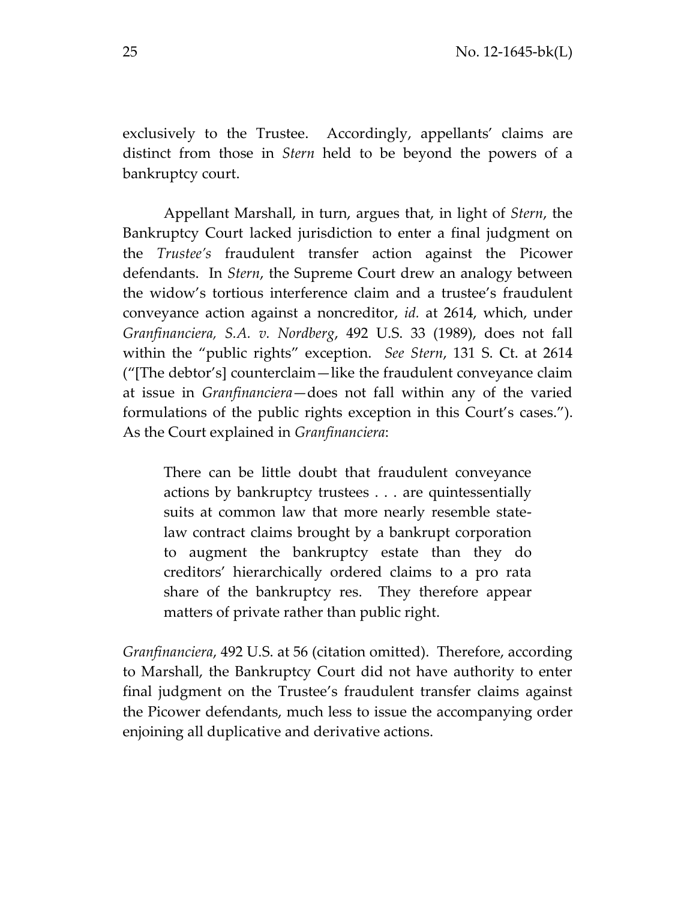exclusively to the Trustee. Accordingly, appellants' claims are distinct from those in *Stern* held to be beyond the powers of a bankruptcy court.

Appellant Marshall, in turn, argues that, in light of *Stern*, the Bankruptcy Court lacked jurisdiction to enter a final judgment on the *Trustee's* fraudulent transfer action against the Picower defendants. In *Stern*, the Supreme Court drew an analogy between the widow's tortious interference claim and a trustee's fraudulent conveyance action against a noncreditor, *id.* at 2614, which, under *Granfinanciera, S.A. v. Nordberg*, 492 U.S. 33 (1989), does not fall within the "public rights" exception. *See Stern*, 131 S. Ct. at 2614 ("[The debtor's] counterclaim—like the fraudulent conveyance claim at issue in *Granfinanciera*—does not fall within any of the varied formulations of the public rights exception in this Court's cases."). As the Court explained in *Granfinanciera*:

> There can be little doubt that fraudulent conveyance actions by bankruptcy trustees . . . are quintessentially suits at common law that more nearly resemble state-law contract claims brought by a bankrupt corporation to augment the bankruptcy estate than they do creditors' hierarchically ordered claims to a pro rata share of the bankruptcy res. They therefore appear matters of private rather than public right.

*Granfinanciera*, 492 U.S. at 56 (citation omitted). Therefore, according to Marshall, the Bankruptcy Court did not have authority to enter final judgment on the Trustee's fraudulent transfer claims against the Picower defendants, much less to issue the accompanying order enjoining all duplicative and derivative actions.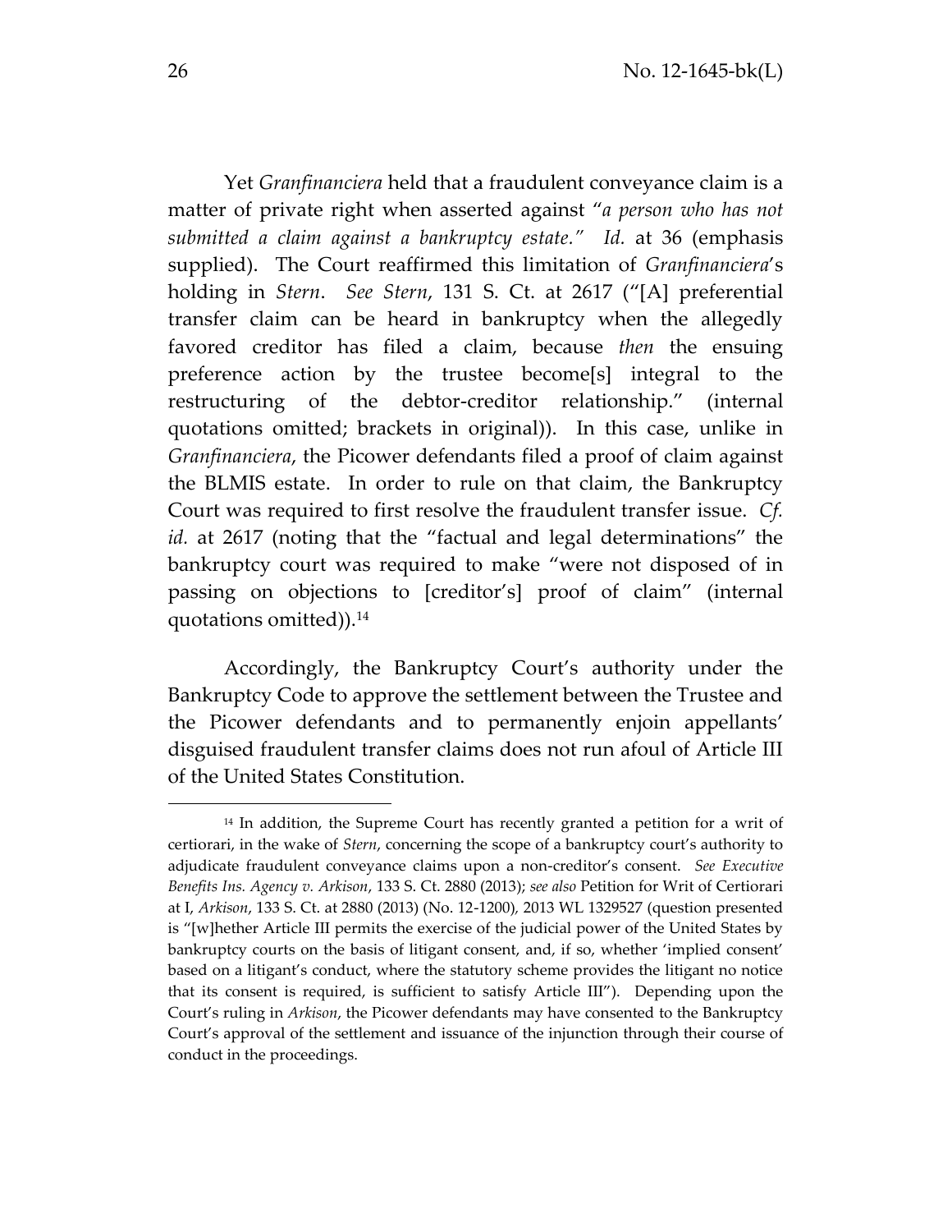Yet *Granfinanciera* held that a fraudulent conveyance claim is a matter of private right when asserted against "*a person who has not submitted a claim against a bankruptcy estate.*" *Id.* at 36 (emphasis supplied). The Court reaffirmed this limitation of *Granfinanciera*'s holding in *Stern*. *See Stern*, 131 S. Ct. at 2617 ("[A] preferential transfer claim can be heard in bankruptcy when the allegedly favored creditor has filed a claim, because *then* the ensuing preference action by the trustee become[s] integral to the restructuring of the debtor-creditor relationship." (internal quotations omitted; brackets in original)). In this case, unlike in *Granfinanciera*, the Picower defendants filed a proof of claim against the BLMIS estate. In order to rule on that claim, the Bankruptcy Court was required to first resolve the fraudulent transfer issue. *Cf. id.* at 2617 (noting that the "factual and legal determinations" the bankruptcy court was required to make "were not disposed of in passing on objections to [creditor's] proof of claim" (internal quotations omitted)).[14]

Accordingly, the Bankruptcy Court's authority under the Bankruptcy Code to approve the settlement between the Trustee and the Picower defendants and to permanently enjoin appellants' disguised fraudulent transfer claims does not run afoul of Article III of the United States Constitution.

---

[14] In addition, the Supreme Court has recently granted a petition for a writ of certiorari, in the wake of *Stern*, concerning the scope of a bankruptcy court's authority to adjudicate fraudulent conveyance claims upon a non-creditor's consent. *See Executive Benefits Ins. Agency v. Arkison*, 133 S. Ct. 2880 (2013); *see also* Petition for Writ of Certiorari at I, *Arkison*, 133 S. Ct. at 2880 (2013) (No. 12-1200), 2013 WL 1329527 (question presented is "[w]hether Article III permits the exercise of the judicial power of the United States by bankruptcy courts on the basis of litigant consent, and, if so, whether 'implied consent' based on a litigant's conduct, where the statutory scheme provides the litigant no notice that its consent is required, is sufficient to satisfy Article III"). Depending upon the Court's ruling in *Arkison*, the Picower defendants may have consented to the Bankruptcy Court's approval of the settlement and issuance of the injunction through their course of conduct in the proceedings.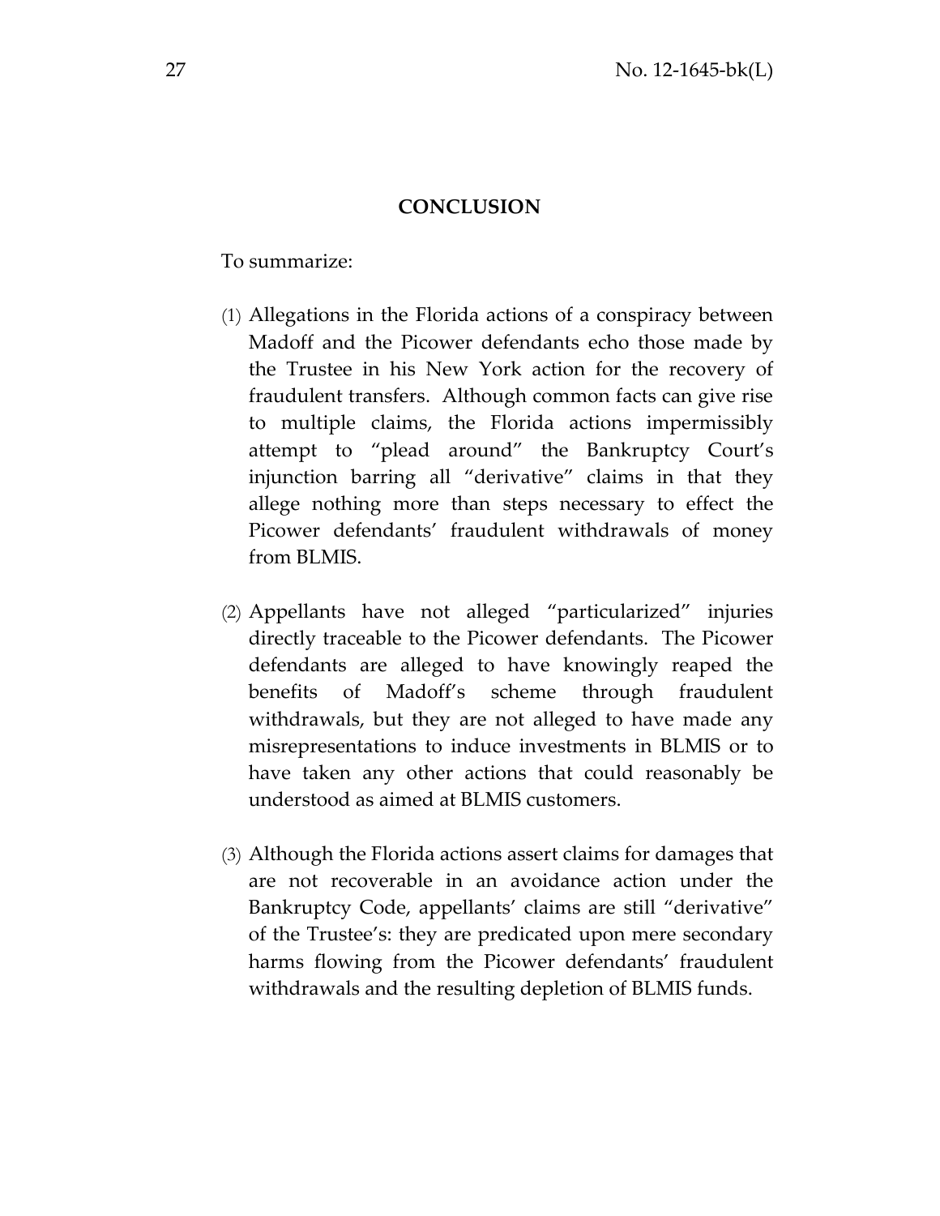## CONCLUSION

To summarize:

(1) Allegations in the Florida actions of a conspiracy between Madoff and the Picower defendants echo those made by the Trustee in his New York action for the recovery of fraudulent transfers. Although common facts can give rise to multiple claims, the Florida actions impermissibly attempt to "plead around" the Bankruptcy Court's injunction barring all "derivative" claims in that they allege nothing more than steps necessary to effect the Picower defendants' fraudulent withdrawals of money from BLMIS.

(2) Appellants have not alleged "particularized" injuries directly traceable to the Picower defendants. The Picower defendants are alleged to have knowingly reaped the benefits of Madoff's scheme through fraudulent withdrawals, but they are not alleged to have made any misrepresentations to induce investments in BLMIS or to have taken any other actions that could reasonably be understood as aimed at BLMIS customers.

(3) Although the Florida actions assert claims for damages that are not recoverable in an avoidance action under the Bankruptcy Code, appellants' claims are still "derivative" of the Trustee's: they are predicated upon mere secondary harms flowing from the Picower defendants' fraudulent withdrawals and the resulting depletion of BLMIS funds.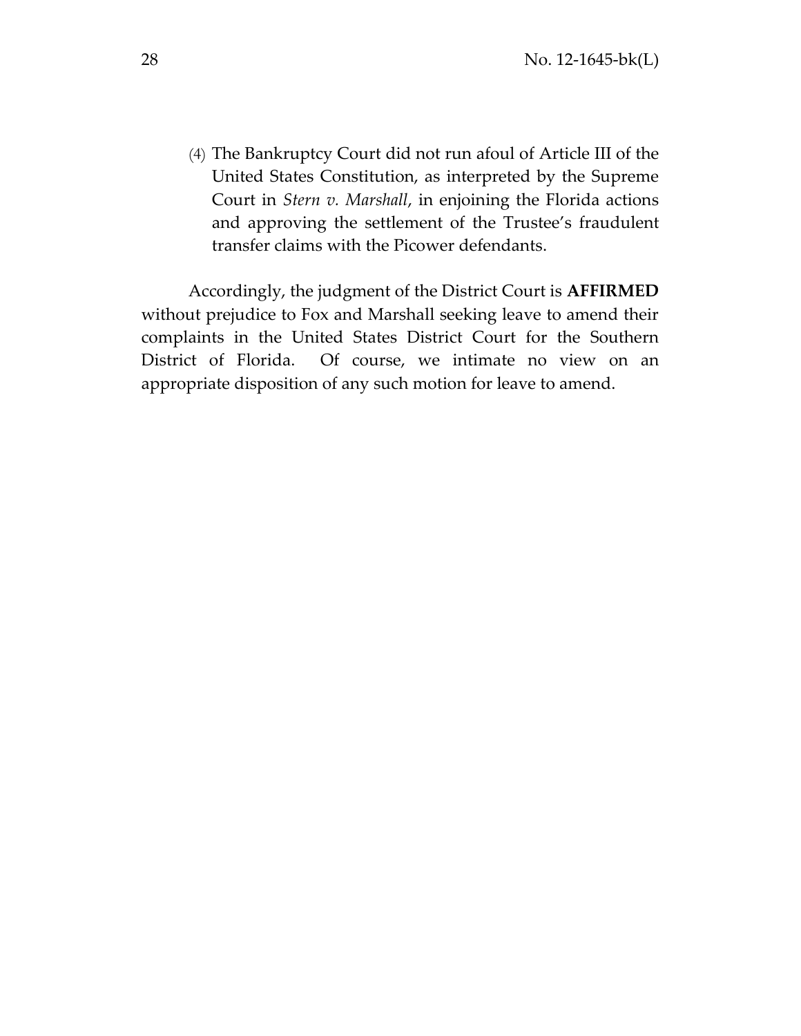(4) The Bankruptcy Court did not run afoul of Article III of the United States Constitution, as interpreted by the Supreme Court in *Stern v. Marshall*, in enjoining the Florida actions and approving the settlement of the Trustee's fraudulent transfer claims with the Picower defendants.

Accordingly, the judgment of the District Court is **AFFIRMED** without prejudice to Fox and Marshall seeking leave to amend their complaints in the United States District Court for the Southern District of Florida. Of course, we intimate no view on an appropriate disposition of any such motion for leave to amend.